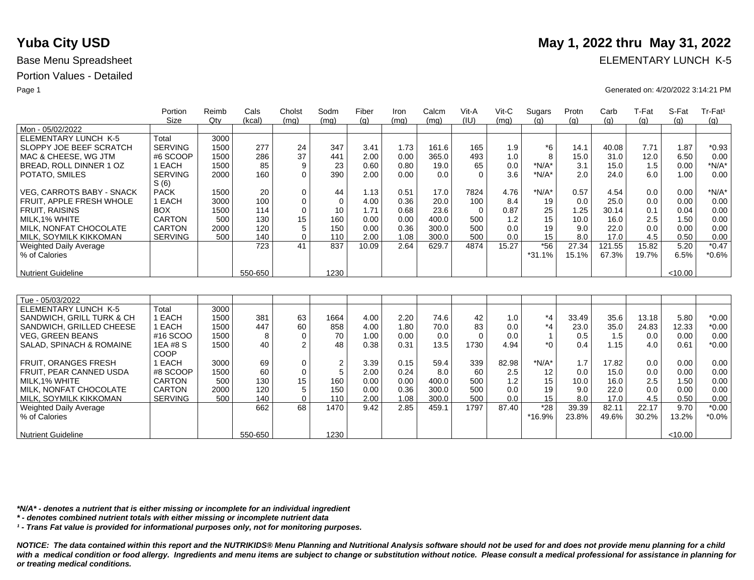# Yuba City USD

**May 1, 2022 thru May 31, 2022**

Base Menu Spreadsheet

ELEMENTARY LUNCH K-5

Portion Values - Detailed

Generated on: 4/20/2022 3:14:21 PM

| | Portion Size | Reimb Qty | Cals (kcal) | Cholst (mg) | Sodm (mg) | Fiber (g) | Iron (mg) | Calcm (mg) | Vit-A (IU) | Vit-C (mg) | Sugars (g) | Protn (g) | Carb (g) | T-Fat (g) | S-Fat (g) | Tr-Fat[1] (g) |
|---|---|---|---|---|---|---|---|---|---|---|---|---|---|---|---|---|
| Mon - 05/02/2022 | | | | | | | | | | | | | | | | |
| ELEMENTARY LUNCH K-5 | Total | 3000 | | | | | | | | | | | | | | |
| SLOPPY JOE BEEF SCRATCH | SERVING | 1500 | 277 | 24 | 347 | 3.41 | 1.73 | 161.6 | 165 | 1.9 | *6 | 14.1 | 40.08 | 7.71 | 1.87 | *0.93 |
| MAC & CHEESE, WG JTM | #6 SCOOP | 1500 | 286 | 37 | 441 | 2.00 | 0.00 | 365.0 | 493 | 1.0 | 8 | 15.0 | 31.0 | 12.0 | 6.50 | 0.00 |
| BREAD, ROLL DINNER 1 OZ | 1 EACH | 1500 | 85 | 9 | 23 | 0.60 | 0.80 | 19.0 | 65 | 0.0 | *N/A* | 3.1 | 15.0 | 1.5 | 0.00 | *N/A* |
| POTATO, SMILES | SERVINGS (6) | 2000 | 160 | 0 | 390 | 2.00 | 0.00 | 0.0 | 0 | 3.6 | *N/A* | 2.0 | 24.0 | 6.0 | 1.00 | 0.00 |
| VEG, CARROTS BABY - SNACK | PACK | 1500 | 20 | 0 | 44 | 1.13 | 0.51 | 17.0 | 7824 | 4.76 | *N/A* | 0.57 | 4.54 | 0.0 | 0.00 | *N/A* |
| FRUIT, APPLE FRESH WHOLE | 1 EACH | 3000 | 100 | 0 | 0 | 4.00 | 0.36 | 20.0 | 100 | 8.4 | 19 | 0.0 | 25.0 | 0.0 | 0.00 | 0.00 |
| FRUIT, RAISINS | BOX | 1500 | 114 | 0 | 10 | 1.71 | 0.68 | 23.6 | 0 | 0.87 | 25 | 1.25 | 30.14 | 0.1 | 0.04 | 0.00 |
| MILK,1% WHITE | CARTON | 500 | 130 | 15 | 160 | 0.00 | 0.00 | 400.0 | 500 | 1.2 | 15 | 10.0 | 16.0 | 2.5 | 1.50 | 0.00 |
| MILK, NONFAT CHOCOLATE | CARTON | 2000 | 120 | 5 | 150 | 0.00 | 0.36 | 300.0 | 500 | 0.0 | 19 | 9.0 | 22.0 | 0.0 | 0.00 | 0.00 |
| MILK, SOYMILK KIKKOMAN | SERVING | 500 | 140 | 0 | 110 | 2.00 | 1.08 | 300.0 | 500 | 0.0 | 15 | 8.0 | 17.0 | 4.5 | 0.50 | 0.00 |
| Weighted Daily Average | | | 723 | 41 | 837 | 10.09 | 2.64 | 629.7 | 4874 | 15.27 | *56 | 27.34 | 121.55 | 15.82 | 5.20 | *0.47 |
| % of Calories | | | | | | | | | | | *31.1% | 15.1% | 67.3% | 19.7% | 6.5% | *0.6% |
| Nutrient Guideline | | | 550-650 | | 1230 | | | | | | | | | | <10.00 | |

| | Portion Size | Reimb Qty | Cals (kcal) | Cholst (mg) | Sodm (mg) | Fiber (g) | Iron (mg) | Calcm (mg) | Vit-A (IU) | Vit-C (mg) | Sugars (g) | Protn (g) | Carb (g) | T-Fat (g) | S-Fat (g) | Tr-Fat[1] (g) |
|---|---|---|---|---|---|---|---|---|---|---|---|---|---|---|---|---|
| Tue - 05/03/2022 | | | | | | | | | | | | | | | | |
| ELEMENTARY LUNCH K-5 | Total | 3000 | | | | | | | | | | | | | | |
| SANDWICH, GRILL TURK & CH | 1 EACH | 1500 | 381 | 63 | 1664 | 4.00 | 2.20 | 74.6 | 42 | 1.0 | *4 | 33.49 | 35.6 | 13.18 | 5.80 | *0.00 |
| SANDWICH, GRILLED CHEESE | 1 EACH | 1500 | 447 | 60 | 858 | 4.00 | 1.80 | 70.0 | 83 | 0.0 | *4 | 23.0 | 35.0 | 24.83 | 12.33 | *0.00 |
| VEG, GREEN BEANS | #16 SCOO | 1500 | 8 | 0 | 70 | 1.00 | 0.00 | 0.0 | 0 | 0.0 | 1 | 0.5 | 1.5 | 0.0 | 0.00 | 0.00 |
| SALAD, SPINACH & ROMAINE | 1EA #8 SCOOP | 1500 | 40 | 2 | 48 | 0.38 | 0.31 | 13.5 | 1730 | 4.94 | *0 | 0.4 | 1.15 | 4.0 | 0.61 | *0.00 |
| FRUIT, ORANGES FRESH | 1 EACH | 3000 | 69 | 0 | 2 | 3.39 | 0.15 | 59.4 | 339 | 82.98 | *N/A* | 1.7 | 17.82 | 0.0 | 0.00 | 0.00 |
| FRUIT, PEAR CANNED USDA | #8 SCOOP | 1500 | 60 | 0 | 5 | 2.00 | 0.24 | 8.0 | 60 | 2.5 | 12 | 0.0 | 15.0 | 0.0 | 0.00 | 0.00 |
| MILK,1% WHITE | CARTON | 500 | 130 | 15 | 160 | 0.00 | 0.00 | 400.0 | 500 | 1.2 | 15 | 10.0 | 16.0 | 2.5 | 1.50 | 0.00 |
| MILK, NONFAT CHOCOLATE | CARTON | 2000 | 120 | 5 | 150 | 0.00 | 0.36 | 300.0 | 500 | 0.0 | 19 | 9.0 | 22.0 | 0.0 | 0.00 | 0.00 |
| MILK, SOYMILK KIKKOMAN | SERVING | 500 | 140 | 0 | 110 | 2.00 | 1.08 | 300.0 | 500 | 0.0 | 15 | 8.0 | 17.0 | 4.5 | 0.50 | 0.00 |
| Weighted Daily Average | | | 662 | 68 | 1470 | 9.42 | 2.85 | 459.1 | 1797 | 87.40 | *28 | 39.39 | 82.11 | 22.17 | 9.70 | *0.00 |
| % of Calories | | | | | | | | | | | *16.9% | 23.8% | 49.6% | 30.2% | 13.2% | *0.0% |
| Nutrient Guideline | | | 550-650 | | 1230 | | | | | | | | | | <10.00 | |

***N/A* - denotes a nutrient that is either missing or incomplete for an individual ingredient***

***\* - denotes combined nutrient totals with either missing or incomplete nutrient data***

***[1] - Trans Fat value is provided for informational purposes only, not for monitoring purposes.***

***NOTICE: The data contained within this report and the NUTRIKIDS® Menu Planning and Nutritional Analysis software should not be used for and does not provide menu planning for a child with a medical condition or food allergy. Ingredients and menu items are subject to change or substitution without notice. Please consult a medical professional for assistance in planning for or treating medical conditions.***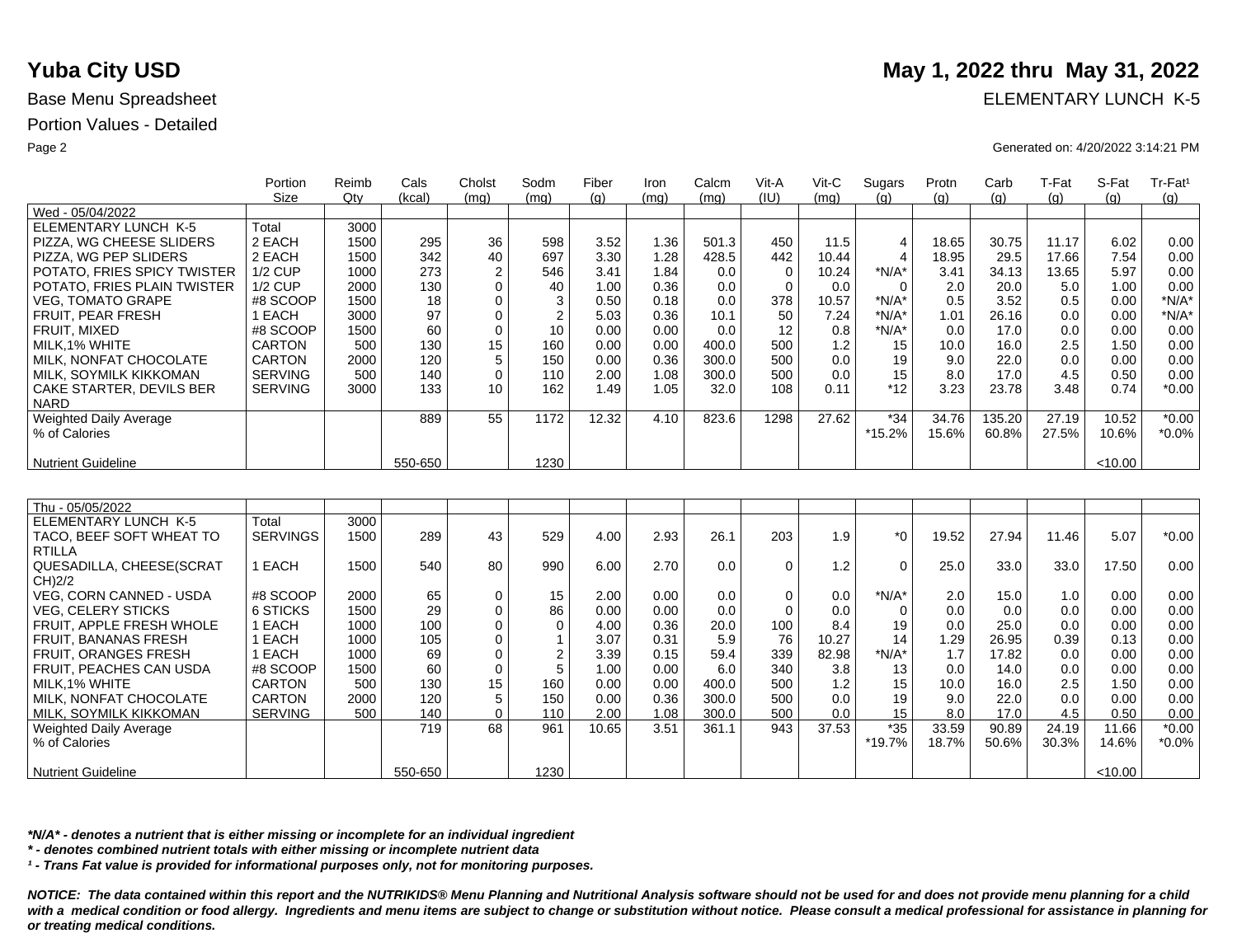# Yuba City USD

**May 1, 2022 thru May 31, 2022**

Base Menu Spreadsheet

ELEMENTARY LUNCH K-5

Portion Values - Detailed

Generated on: 4/20/2022 3:14:21 PM

| | Portion Size | Reimb Qty | Cals (kcal) | Cholst (mg) | Sodm (mg) | Fiber (g) | Iron (mg) | Calcm (mg) | Vit-A (IU) | Vit-C (mg) | Sugars (g) | Protn (g) | Carb (g) | T-Fat (g) | S-Fat (g) | Tr-Fat¹ (g) |
|---|---|---|---|---|---|---|---|---|---|---|---|---|---|---|---|---|
| Wed - 05/04/2022 | | | | | | | | | | | | | | | | |
| ELEMENTARY LUNCH K-5 | Total | 3000 | | | | | | | | | | | | | | |
| PIZZA, WG CHEESE SLIDERS | 2 EACH | 1500 | 295 | 36 | 598 | 3.52 | 1.36 | 501.3 | 450 | 11.5 | 4 | 18.65 | 30.75 | 11.17 | 6.02 | 0.00 |
| PIZZA, WG PEP SLIDERS | 2 EACH | 1500 | 342 | 40 | 697 | 3.30 | 1.28 | 428.5 | 442 | 10.44 | 4 | 18.95 | 29.5 | 17.66 | 7.54 | 0.00 |
| POTATO, FRIES SPICY TWISTER | 1/2 CUP | 1000 | 273 | 2 | 546 | 3.41 | 1.84 | 0.0 | 0 | 10.24 | *N/A* | 3.41 | 34.13 | 13.65 | 5.97 | 0.00 |
| POTATO, FRIES PLAIN TWISTER | 1/2 CUP | 2000 | 130 | 0 | 40 | 1.00 | 0.36 | 0.0 | 0 | 0.0 | 0 | 2.0 | 20.0 | 5.0 | 1.00 | 0.00 |
| VEG, TOMATO GRAPE | #8 SCOOP | 1500 | 18 | 0 | 3 | 0.50 | 0.18 | 0.0 | 378 | 10.57 | *N/A* | 0.5 | 3.52 | 0.5 | 0.00 | *N/A* |
| FRUIT, PEAR FRESH | 1 EACH | 3000 | 97 | 0 | 2 | 5.03 | 0.36 | 10.1 | 50 | 7.24 | *N/A* | 1.01 | 26.16 | 0.0 | 0.00 | *N/A* |
| FRUIT, MIXED | #8 SCOOP | 1500 | 60 | 0 | 10 | 0.00 | 0.00 | 0.0 | 12 | 0.8 | *N/A* | 0.0 | 17.0 | 0.0 | 0.00 | 0.00 |
| MILK,1% WHITE | CARTON | 500 | 130 | 15 | 160 | 0.00 | 0.00 | 400.0 | 500 | 1.2 | 15 | 10.0 | 16.0 | 2.5 | 1.50 | 0.00 |
| MILK, NONFAT CHOCOLATE | CARTON | 2000 | 120 | 5 | 150 | 0.00 | 0.36 | 300.0 | 500 | 0.0 | 19 | 9.0 | 22.0 | 0.0 | 0.00 | 0.00 |
| MILK, SOYMILK KIKKOMAN | SERVING | 500 | 140 | 0 | 110 | 2.00 | 1.08 | 300.0 | 500 | 0.0 | 15 | 8.0 | 17.0 | 4.5 | 0.50 | 0.00 |
| CAKE STARTER, DEVILS BER NARD | SERVING | 3000 | 133 | 10 | 162 | 1.49 | 1.05 | 32.0 | 108 | 0.11 | *12 | 3.23 | 23.78 | 3.48 | 0.74 | *0.00 |
| Weighted Daily Average | | | 889 | 55 | 1172 | 12.32 | 4.10 | 823.6 | 1298 | 27.62 | *34 | 34.76 | 135.20 | 27.19 | 10.52 | *0.00 |
| % of Calories | | | | | | | | | | | *15.2% | 15.6% | 60.8% | 27.5% | 10.6% | *0.0% |
| Nutrient Guideline | | | 550-650 | | 1230 | | | | | | | | | | <10.00 | |

| | Portion Size | Reimb Qty | Cals (kcal) | Cholst (mg) | Sodm (mg) | Fiber (g) | Iron (mg) | Calcm (mg) | Vit-A (IU) | Vit-C (mg) | Sugars (g) | Protn (g) | Carb (g) | T-Fat (g) | S-Fat (g) | Tr-Fat¹ (g) |
|---|---|---|---|---|---|---|---|---|---|---|---|---|---|---|---|---|
| Thu - 05/05/2022 | | | | | | | | | | | | | | | | |
| ELEMENTARY LUNCH K-5 | Total | 3000 | | | | | | | | | | | | | | |
| TACO, BEEF SOFT WHEAT TO RTILLA | SERVINGS | 1500 | 289 | 43 | 529 | 4.00 | 2.93 | 26.1 | 203 | 1.9 | *0 | 19.52 | 27.94 | 11.46 | 5.07 | *0.00 |
| QUESADILLA, CHEESE(SCRAT CH)2/2 | 1 EACH | 1500 | 540 | 80 | 990 | 6.00 | 2.70 | 0.0 | 0 | 1.2 | 0 | 25.0 | 33.0 | 33.0 | 17.50 | 0.00 |
| VEG, CORN CANNED - USDA | #8 SCOOP | 2000 | 65 | 0 | 15 | 2.00 | 0.00 | 0.0 | 0 | 0.0 | *N/A* | 2.0 | 15.0 | 1.0 | 0.00 | 0.00 |
| VEG, CELERY STICKS | 6 STICKS | 1500 | 29 | 0 | 86 | 0.00 | 0.00 | 0.0 | 0 | 0.0 | 0 | 0.0 | 0.0 | 0.0 | 0.00 | 0.00 |
| FRUIT, APPLE FRESH WHOLE | 1 EACH | 1000 | 100 | 0 | 0 | 4.00 | 0.36 | 20.0 | 100 | 8.4 | 19 | 0.0 | 25.0 | 0.0 | 0.00 | 0.00 |
| FRUIT, BANANAS FRESH | 1 EACH | 1000 | 105 | 0 | 1 | 3.07 | 0.31 | 5.9 | 76 | 10.27 | 14 | 1.29 | 26.95 | 0.39 | 0.13 | 0.00 |
| FRUIT, ORANGES FRESH | 1 EACH | 1000 | 69 | 0 | 2 | 3.39 | 0.15 | 59.4 | 339 | 82.98 | *N/A* | 1.7 | 17.82 | 0.0 | 0.00 | 0.00 |
| FRUIT, PEACHES CAN USDA | #8 SCOOP | 1500 | 60 | 0 | 5 | 1.00 | 0.00 | 6.0 | 340 | 3.8 | 13 | 0.0 | 14.0 | 0.0 | 0.00 | 0.00 |
| MILK,1% WHITE | CARTON | 500 | 130 | 15 | 160 | 0.00 | 0.00 | 400.0 | 500 | 1.2 | 15 | 10.0 | 16.0 | 2.5 | 1.50 | 0.00 |
| MILK, NONFAT CHOCOLATE | CARTON | 2000 | 120 | 5 | 150 | 0.00 | 0.36 | 300.0 | 500 | 0.0 | 19 | 9.0 | 22.0 | 0.0 | 0.00 | 0.00 |
| MILK, SOYMILK KIKKOMAN | SERVING | 500 | 140 | 0 | 110 | 2.00 | 1.08 | 300.0 | 500 | 0.0 | 15 | 8.0 | 17.0 | 4.5 | 0.50 | 0.00 |
| Weighted Daily Average | | | 719 | 68 | 961 | 10.65 | 3.51 | 361.1 | 943 | 37.53 | *35 | 33.59 | 90.89 | 24.19 | 11.66 | *0.00 |
| % of Calories | | | | | | | | | | | *19.7% | 18.7% | 50.6% | 30.3% | 14.6% | *0.0% |
| Nutrient Guideline | | | 550-650 | | 1230 | | | | | | | | | | <10.00 | |

***N/A* - denotes a nutrient that is either missing or incomplete for an individual ingredient***

*** - denotes combined nutrient totals with either missing or incomplete nutrient data***

***¹ - Trans Fat value is provided for informational purposes only, not for monitoring purposes.***

***NOTICE: The data contained within this report and the NUTRIKIDS® Menu Planning and Nutritional Analysis software should not be used for and does not provide menu planning for a child with a medical condition or food allergy. Ingredients and menu items are subject to change or substitution without notice. Please consult a medical professional for assistance in planning for or treating medical conditions.***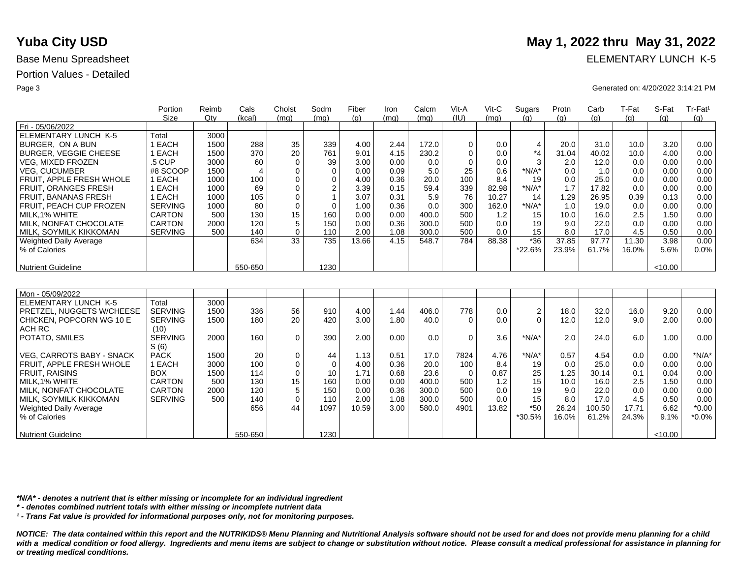# Yuba City USD

**May 1, 2022 thru May 31, 2022**

Base Menu Spreadsheet

ELEMENTARY LUNCH K-5

Portion Values - Detailed

Generated on: 4/20/2022 3:14:21 PM

| | Portion Size | Reimb Qty | Cals (kcal) | Cholst (mg) | Sodm (mg) | Fiber (g) | Iron (mg) | Calcm (mg) | Vit-A (IU) | Vit-C (mg) | Sugars (g) | Protn (g) | Carb (g) | T-Fat (g) | S-Fat (g) | Tr-Fat¹ (g) |
|---|---|---|---|---|---|---|---|---|---|---|---|---|---|---|---|---|
| Fri - 05/06/2022 | | | | | | | | | | | | | | | | |
| ELEMENTARY LUNCH K-5 | Total | 3000 | | | | | | | | | | | | | | |
| BURGER, ON A BUN | 1 EACH | 1500 | 288 | 35 | 339 | 4.00 | 2.44 | 172.0 | 0 | 0.0 | 4 | 20.0 | 31.0 | 10.0 | 3.20 | 0.00 |
| BURGER, VEGGIE CHEESE | 1 EACH | 1500 | 370 | 20 | 761 | 9.01 | 4.15 | 230.2 | 0 | 0.0 | *4 | 31.04 | 40.02 | 10.0 | 4.00 | 0.00 |
| VEG, MIXED FROZEN | .5 CUP | 3000 | 60 | 0 | 39 | 3.00 | 0.00 | 0.0 | 0 | 0.0 | 3 | 2.0 | 12.0 | 0.0 | 0.00 | 0.00 |
| VEG, CUCUMBER | #8 SCOOP | 1500 | 4 | 0 | 0 | 0.00 | 0.09 | 5.0 | 25 | 0.6 | *N/A* | 0.0 | 1.0 | 0.0 | 0.00 | 0.00 |
| FRUIT, APPLE FRESH WHOLE | 1 EACH | 1000 | 100 | 0 | 0 | 4.00 | 0.36 | 20.0 | 100 | 8.4 | 19 | 0.0 | 25.0 | 0.0 | 0.00 | 0.00 |
| FRUIT, ORANGES FRESH | 1 EACH | 1000 | 69 | 0 | 2 | 3.39 | 0.15 | 59.4 | 339 | 82.98 | *N/A* | 1.7 | 17.82 | 0.0 | 0.00 | 0.00 |
| FRUIT, BANANAS FRESH | 1 EACH | 1000 | 105 | 0 | 1 | 3.07 | 0.31 | 5.9 | 76 | 10.27 | 14 | 1.29 | 26.95 | 0.39 | 0.13 | 0.00 |
| FRUIT, PEACH CUP FROZEN | SERVING | 1000 | 80 | 0 | 0 | 1.00 | 0.36 | 0.0 | 300 | 162.0 | *N/A* | 1.0 | 19.0 | 0.0 | 0.00 | 0.00 |
| MILK,1% WHITE | CARTON | 500 | 130 | 15 | 160 | 0.00 | 0.00 | 400.0 | 500 | 1.2 | 15 | 10.0 | 16.0 | 2.5 | 1.50 | 0.00 |
| MILK, NONFAT CHOCOLATE | CARTON | 2000 | 120 | 5 | 150 | 0.00 | 0.36 | 300.0 | 500 | 0.0 | 19 | 9.0 | 22.0 | 0.0 | 0.00 | 0.00 |
| MILK, SOYMILK KIKKOMAN | SERVING | 500 | 140 | 0 | 110 | 2.00 | 1.08 | 300.0 | 500 | 0.0 | 15 | 8.0 | 17.0 | 4.5 | 0.50 | 0.00 |
| Weighted Daily Average | | | 634 | 33 | 735 | 13.66 | 4.15 | 548.7 | 784 | 88.38 | *36 | 37.85 | 97.77 | 11.30 | 3.98 | 0.00 |
| % of Calories | | | | | | | | | | | *22.6% | 23.9% | 61.7% | 16.0% | 5.6% | 0.0% |
| Nutrient Guideline | | | 550-650 | | 1230 | | | | | | | | | | <10.00 | |

| | Portion Size | Reimb Qty | Cals (kcal) | Cholst (mg) | Sodm (mg) | Fiber (g) | Iron (mg) | Calcm (mg) | Vit-A (IU) | Vit-C (mg) | Sugars (g) | Protn (g) | Carb (g) | T-Fat (g) | S-Fat (g) | Tr-Fat¹ (g) |
|---|---|---|---|---|---|---|---|---|---|---|---|---|---|---|---|---|
| Mon - 05/09/2022 | | | | | | | | | | | | | | | | |
| ELEMENTARY LUNCH K-5 | Total | 3000 | | | | | | | | | | | | | | |
| PRETZEL, NUGGETS W/CHEESE | SERVING | 1500 | 336 | 56 | 910 | 4.00 | 1.44 | 406.0 | 778 | 0.0 | 2 | 18.0 | 32.0 | 16.0 | 9.20 | 0.00 |
| CHICKEN, POPCORN WG 10 E ACH RC | SERVING (10) | 1500 | 180 | 20 | 420 | 3.00 | 1.80 | 40.0 | 0 | 0.0 | 0 | 12.0 | 12.0 | 9.0 | 2.00 | 0.00 |
| POTATO, SMILES | SERVING S (6) | 2000 | 160 | 0 | 390 | 2.00 | 0.00 | 0.0 | 0 | 3.6 | *N/A* | 2.0 | 24.0 | 6.0 | 1.00 | 0.00 |
| VEG, CARROTS BABY - SNACK | PACK | 1500 | 20 | 0 | 44 | 1.13 | 0.51 | 17.0 | 7824 | 4.76 | *N/A* | 0.57 | 4.54 | 0.0 | 0.00 | *N/A* |
| FRUIT, APPLE FRESH WHOLE | 1 EACH | 3000 | 100 | 0 | 0 | 4.00 | 0.36 | 20.0 | 100 | 8.4 | 19 | 0.0 | 25.0 | 0.0 | 0.00 | 0.00 |
| FRUIT, RAISINS | BOX | 1500 | 114 | 0 | 10 | 1.71 | 0.68 | 23.6 | 0 | 0.87 | 25 | 1.25 | 30.14 | 0.1 | 0.04 | 0.00 |
| MILK,1% WHITE | CARTON | 500 | 130 | 15 | 160 | 0.00 | 0.00 | 400.0 | 500 | 1.2 | 15 | 10.0 | 16.0 | 2.5 | 1.50 | 0.00 |
| MILK, NONFAT CHOCOLATE | CARTON | 2000 | 120 | 5 | 150 | 0.00 | 0.36 | 300.0 | 500 | 0.0 | 19 | 9.0 | 22.0 | 0.0 | 0.00 | 0.00 |
| MILK, SOYMILK KIKKOMAN | SERVING | 500 | 140 | 0 | 110 | 2.00 | 1.08 | 300.0 | 500 | 0.0 | 15 | 8.0 | 17.0 | 4.5 | 0.50 | 0.00 |
| Weighted Daily Average | | | 656 | 44 | 1097 | 10.59 | 3.00 | 580.0 | 4901 | 13.82 | *50 | 26.24 | 100.50 | 17.71 | 6.62 | *0.00 |
| % of Calories | | | | | | | | | | | *30.5% | 16.0% | 61.2% | 24.3% | 9.1% | *0.0% |
| Nutrient Guideline | | | 550-650 | | 1230 | | | | | | | | | | <10.00 | |

***N/A* - denotes a nutrient that is either missing or incomplete for an individual ingredient***

***\* - denotes combined nutrient totals with either missing or incomplete nutrient data***

***¹ - Trans Fat value is provided for informational purposes only, not for monitoring purposes.***

***NOTICE: The data contained within this report and the NUTRIKIDS® Menu Planning and Nutritional Analysis software should not be used for and does not provide menu planning for a child with a medical condition or food allergy. Ingredients and menu items are subject to change or substitution without notice. Please consult a medical professional for assistance in planning for or treating medical conditions.***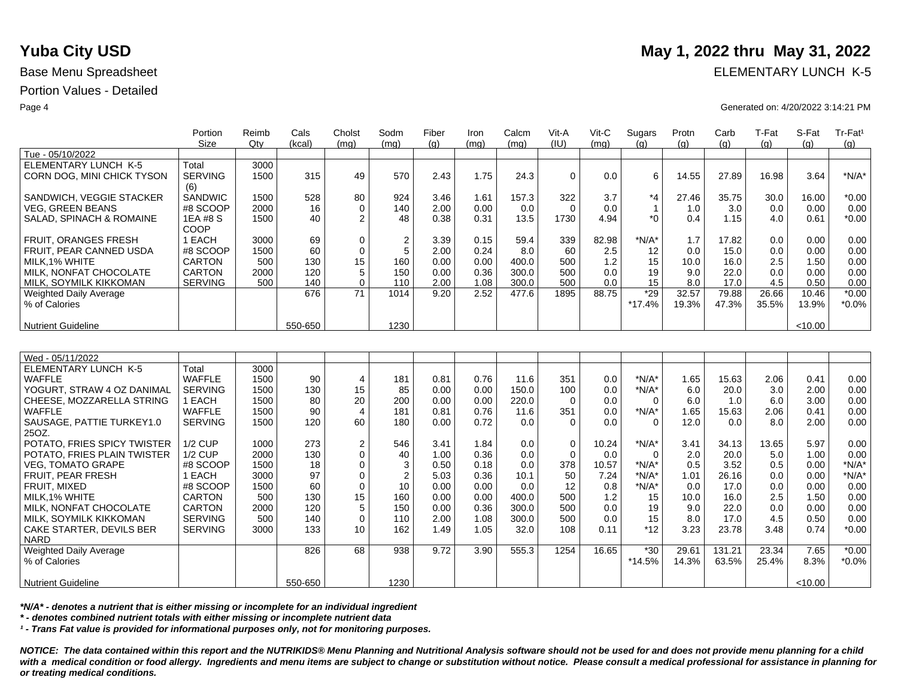# Yuba City USD

## May 1, 2022 thru May 31, 2022

Base Menu Spreadsheet

ELEMENTARY LUNCH K-5

Portion Values - Detailed

Generated on: 4/20/2022 3:14:21 PM

| | Portion Size | Reimb Qty | Cals (kcal) | Cholst (mg) | Sodm (mg) | Fiber (g) | Iron (mg) | Calcm (mg) | Vit-A (IU) | Vit-C (mg) | Sugars (g) | Protn (g) | Carb (g) | T-Fat (g) | S-Fat (g) | Tr-Fat¹ (g) |
|---|---|---|---|---|---|---|---|---|---|---|---|---|---|---|---|---|
| Tue - 05/10/2022 | | | | | | | | | | | | | | | | |
| ELEMENTARY LUNCH K-5 | Total | 3000 | | | | | | | | | | | | | | |
| CORN DOG, MINI CHICK TYSON | SERVING (6) | 1500 | 315 | 49 | 570 | 2.43 | 1.75 | 24.3 | 0 | 0.0 | 6 | 14.55 | 27.89 | 16.98 | 3.64 | *N/A* |
| SANDWICH, VEGGIE STACKER | SANDWIC | 1500 | 528 | 80 | 924 | 3.46 | 1.61 | 157.3 | 322 | 3.7 | *4 | 27.46 | 35.75 | 30.0 | 16.00 | *0.00 |
| VEG, GREEN BEANS | #8 SCOOP | 2000 | 16 | 0 | 140 | 2.00 | 0.00 | 0.0 | 0 | 0.0 | 1 | 1.0 | 3.0 | 0.0 | 0.00 | 0.00 |
| SALAD, SPINACH & ROMAINE | 1EA #8 S COOP | 1500 | 40 | 2 | 48 | 0.38 | 0.31 | 13.5 | 1730 | 4.94 | *0 | 0.4 | 1.15 | 4.0 | 0.61 | *0.00 |
| FRUIT, ORANGES FRESH | 1 EACH | 3000 | 69 | 0 | 2 | 3.39 | 0.15 | 59.4 | 339 | 82.98 | *N/A* | 1.7 | 17.82 | 0.0 | 0.00 | 0.00 |
| FRUIT, PEAR CANNED USDA | #8 SCOOP | 1500 | 60 | 0 | 5 | 2.00 | 0.24 | 8.0 | 60 | 2.5 | 12 | 0.0 | 15.0 | 0.0 | 0.00 | 0.00 |
| MILK,1% WHITE | CARTON | 500 | 130 | 15 | 160 | 0.00 | 0.00 | 400.0 | 500 | 1.2 | 15 | 10.0 | 16.0 | 2.5 | 1.50 | 0.00 |
| MILK, NONFAT CHOCOLATE | CARTON | 2000 | 120 | 5 | 150 | 0.00 | 0.36 | 300.0 | 500 | 0.0 | 19 | 9.0 | 22.0 | 0.0 | 0.00 | 0.00 |
| MILK, SOYMILK KIKKOMAN | SERVING | 500 | 140 | 0 | 110 | 2.00 | 1.08 | 300.0 | 500 | 0.0 | 15 | 8.0 | 17.0 | 4.5 | 0.50 | 0.00 |
| Weighted Daily Average | | | 676 | 71 | 1014 | 9.20 | 2.52 | 477.6 | 1895 | 88.75 | *29 | 32.57 | 79.88 | 26.66 | 10.46 | *0.00 |
| % of Calories | | | | | | | | | | | *17.4% | 19.3% | 47.3% | 35.5% | 13.9% | *0.0% |
| Nutrient Guideline | | | 550-650 | | 1230 | | | | | | | | | | <10.00 | |

| | Portion Size | Reimb Qty | Cals (kcal) | Cholst (mg) | Sodm (mg) | Fiber (g) | Iron (mg) | Calcm (mg) | Vit-A (IU) | Vit-C (mg) | Sugars (g) | Protn (g) | Carb (g) | T-Fat (g) | S-Fat (g) | Tr-Fat¹ (g) |
|---|---|---|---|---|---|---|---|---|---|---|---|---|---|---|---|---|
| Wed - 05/11/2022 | | | | | | | | | | | | | | | | |
| ELEMENTARY LUNCH K-5 | Total | 3000 | | | | | | | | | | | | | | |
| WAFFLE | WAFFLE | 1500 | 90 | 4 | 181 | 0.81 | 0.76 | 11.6 | 351 | 0.0 | *N/A* | 1.65 | 15.63 | 2.06 | 0.41 | 0.00 |
| YOGURT, STRAW 4 OZ DANIMAL | SERVING | 1500 | 130 | 15 | 85 | 0.00 | 0.00 | 150.0 | 100 | 0.0 | *N/A* | 6.0 | 20.0 | 3.0 | 2.00 | 0.00 |
| CHEESE, MOZZARELLA STRING | 1 EACH | 1500 | 80 | 20 | 200 | 0.00 | 0.00 | 220.0 | 0 | 0.0 | 0 | 6.0 | 1.0 | 6.0 | 3.00 | 0.00 |
| WAFFLE | WAFFLE | 1500 | 90 | 4 | 181 | 0.81 | 0.76 | 11.6 | 351 | 0.0 | *N/A* | 1.65 | 15.63 | 2.06 | 0.41 | 0.00 |
| SAUSAGE, PATTIE TURKEY1.0 25OZ. | SERVING | 1500 | 120 | 60 | 180 | 0.00 | 0.72 | 0.0 | 0 | 0.0 | 0 | 12.0 | 0.0 | 8.0 | 2.00 | 0.00 |
| POTATO, FRIES SPICY TWISTER | 1/2 CUP | 1000 | 273 | 2 | 546 | 3.41 | 1.84 | 0.0 | 0 | 10.24 | *N/A* | 3.41 | 34.13 | 13.65 | 5.97 | 0.00 |
| POTATO, FRIES PLAIN TWISTER | 1/2 CUP | 2000 | 130 | 0 | 40 | 1.00 | 0.36 | 0.0 | 0 | 0.0 | 0 | 2.0 | 20.0 | 5.0 | 1.00 | 0.00 |
| VEG, TOMATO GRAPE | #8 SCOOP | 1500 | 18 | 0 | 3 | 0.50 | 0.18 | 0.0 | 378 | 10.57 | *N/A* | 0.5 | 3.52 | 0.5 | 0.00 | *N/A* |
| FRUIT, PEAR FRESH | 1 EACH | 3000 | 97 | 0 | 2 | 5.03 | 0.36 | 10.1 | 50 | 7.24 | *N/A* | 1.01 | 26.16 | 0.0 | 0.00 | *N/A* |
| FRUIT, MIXED | #8 SCOOP | 1500 | 60 | 0 | 10 | 0.00 | 0.00 | 0.0 | 12 | 0.8 | *N/A* | 0.0 | 17.0 | 0.0 | 0.00 | 0.00 |
| MILK,1% WHITE | CARTON | 500 | 130 | 15 | 160 | 0.00 | 0.00 | 400.0 | 500 | 1.2 | 15 | 10.0 | 16.0 | 2.5 | 1.50 | 0.00 |
| MILK, NONFAT CHOCOLATE | CARTON | 2000 | 120 | 5 | 150 | 0.00 | 0.36 | 300.0 | 500 | 0.0 | 19 | 9.0 | 22.0 | 0.0 | 0.00 | 0.00 |
| MILK, SOYMILK KIKKOMAN | SERVING | 500 | 140 | 0 | 110 | 2.00 | 1.08 | 300.0 | 500 | 0.0 | 15 | 8.0 | 17.0 | 4.5 | 0.50 | 0.00 |
| CAKE STARTER, DEVILS BER NARD | SERVING | 3000 | 133 | 10 | 162 | 1.49 | 1.05 | 32.0 | 108 | 0.11 | *12 | 3.23 | 23.78 | 3.48 | 0.74 | *0.00 |
| Weighted Daily Average | | | 826 | 68 | 938 | 9.72 | 3.90 | 555.3 | 1254 | 16.65 | *30 | 29.61 | 131.21 | 23.34 | 7.65 | *0.00 |
| % of Calories | | | | | | | | | | | *14.5% | 14.3% | 63.5% | 25.4% | 8.3% | *0.0% |
| Nutrient Guideline | | | 550-650 | | 1230 | | | | | | | | | | <10.00 | |

***N/A* - denotes a nutrient that is either missing or incomplete for an individual ingredient***

***\* - denotes combined nutrient totals with either missing or incomplete nutrient data***

***¹ - Trans Fat value is provided for informational purposes only, not for monitoring purposes.***

***NOTICE: The data contained within this report and the NUTRIKIDS® Menu Planning and Nutritional Analysis software should not be used for and does not provide menu planning for a child with a medical condition or food allergy. Ingredients and menu items are subject to change or substitution without notice. Please consult a medical professional for assistance in planning for or treating medical conditions.***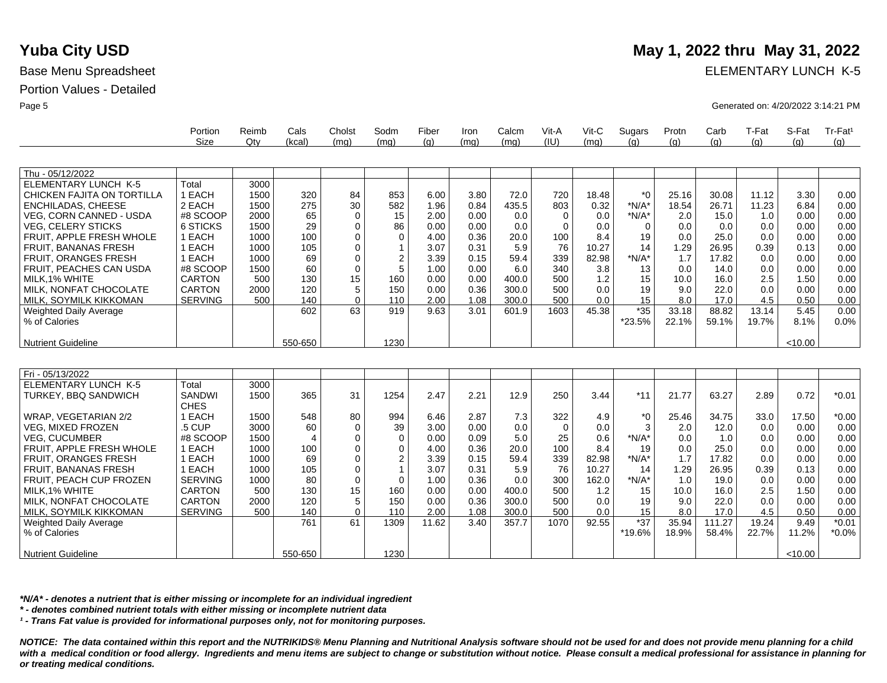# Yuba City USD

**May 1, 2022 thru May 31, 2022**

Base Menu Spreadsheet

ELEMENTARY LUNCH K-5

Portion Values - Detailed

Generated on: 4/20/2022 3:14:21 PM

| | Portion Size | Reimb Qty | Cals (kcal) | Cholst (mg) | Sodm (mg) | Fiber (g) | Iron (mg) | Calcm (mg) | Vit-A (IU) | Vit-C (mg) | Sugars (g) | Protn (g) | Carb (g) | T-Fat (g) | S-Fat (g) | Tr-Fat[1] (g) |
|---|---|---|---|---|---|---|---|---|---|---|---|---|---|---|---|---|
| Thu - 05/12/2022 | | | | | | | | | | | | | | | | |
| ELEMENTARY LUNCH K-5 | Total | 3000 | | | | | | | | | | | | | | |
| CHICKEN FAJITA ON TORTILLA | 1 EACH | 1500 | 320 | 84 | 853 | 6.00 | 3.80 | 72.0 | 720 | 18.48 | *0 | 25.16 | 30.08 | 11.12 | 3.30 | 0.00 |
| ENCHILADAS, CHEESE | 2 EACH | 1500 | 275 | 30 | 582 | 1.96 | 0.84 | 435.5 | 803 | 0.32 | *N/A* | 18.54 | 26.71 | 11.23 | 6.84 | 0.00 |
| VEG, CORN CANNED - USDA | #8 SCOOP | 2000 | 65 | 0 | 15 | 2.00 | 0.00 | 0.0 | 0 | 0.0 | *N/A* | 2.0 | 15.0 | 1.0 | 0.00 | 0.00 |
| VEG, CELERY STICKS | 6 STICKS | 1500 | 29 | 0 | 86 | 0.00 | 0.00 | 0.0 | 0 | 0.0 | 0 | 0.0 | 0.0 | 0.0 | 0.00 | 0.00 |
| FRUIT, APPLE FRESH WHOLE | 1 EACH | 1000 | 100 | 0 | 0 | 4.00 | 0.36 | 20.0 | 100 | 8.4 | 19 | 0.0 | 25.0 | 0.0 | 0.00 | 0.00 |
| FRUIT, BANANAS FRESH | 1 EACH | 1000 | 105 | 0 | 1 | 3.07 | 0.31 | 5.9 | 76 | 10.27 | 14 | 1.29 | 26.95 | 0.39 | 0.13 | 0.00 |
| FRUIT, ORANGES FRESH | 1 EACH | 1000 | 69 | 0 | 2 | 3.39 | 0.15 | 59.4 | 339 | 82.98 | *N/A* | 1.7 | 17.82 | 0.0 | 0.00 | 0.00 |
| FRUIT, PEACHES CAN USDA | #8 SCOOP | 1500 | 60 | 0 | 5 | 1.00 | 0.00 | 6.0 | 340 | 3.8 | 13 | 0.0 | 14.0 | 0.0 | 0.00 | 0.00 |
| MILK,1% WHITE | CARTON | 500 | 130 | 15 | 160 | 0.00 | 0.00 | 400.0 | 500 | 1.2 | 15 | 10.0 | 16.0 | 2.5 | 1.50 | 0.00 |
| MILK, NONFAT CHOCOLATE | CARTON | 2000 | 120 | 5 | 150 | 0.00 | 0.36 | 300.0 | 500 | 0.0 | 19 | 9.0 | 22.0 | 0.0 | 0.00 | 0.00 |
| MILK, SOYMILK KIKKOMAN | SERVING | 500 | 140 | 0 | 110 | 2.00 | 1.08 | 300.0 | 500 | 0.0 | 15 | 8.0 | 17.0 | 4.5 | 0.50 | 0.00 |
| Weighted Daily Average | | | 602 | 63 | 919 | 9.63 | 3.01 | 601.9 | 1603 | 45.38 | *35 | 33.18 | 88.82 | 13.14 | 5.45 | 0.00 |
| % of Calories | | | | | | | | | | | *23.5% | 22.1% | 59.1% | 19.7% | 8.1% | 0.0% |
| Nutrient Guideline | | | 550-650 | | 1230 | | | | | | | | | | <10.00 | |

| | Portion Size | Reimb Qty | Cals (kcal) | Cholst (mg) | Sodm (mg) | Fiber (g) | Iron (mg) | Calcm (mg) | Vit-A (IU) | Vit-C (mg) | Sugars (g) | Protn (g) | Carb (g) | T-Fat (g) | S-Fat (g) | Tr-Fat[1] (g) |
|---|---|---|---|---|---|---|---|---|---|---|---|---|---|---|---|---|
| Fri - 05/13/2022 | | | | | | | | | | | | | | | | |
| ELEMENTARY LUNCH K-5 | Total | 3000 | | | | | | | | | | | | | | |
| TURKEY, BBQ SANDWICH | SANDWICHES | 1500 | 365 | 31 | 1254 | 2.47 | 2.21 | 12.9 | 250 | 3.44 | *11 | 21.77 | 63.27 | 2.89 | 0.72 | *0.01 |
| WRAP, VEGETARIAN 2/2 | 1 EACH | 1500 | 548 | 80 | 994 | 6.46 | 2.87 | 7.3 | 322 | 4.9 | *0 | 25.46 | 34.75 | 33.0 | 17.50 | *0.00 |
| VEG, MIXED FROZEN | .5 CUP | 3000 | 60 | 0 | 39 | 3.00 | 0.00 | 0.0 | 0 | 0.0 | 3 | 2.0 | 12.0 | 0.0 | 0.00 | 0.00 |
| VEG, CUCUMBER | #8 SCOOP | 1500 | 4 | 0 | 0 | 0.00 | 0.09 | 5.0 | 25 | 0.6 | *N/A* | 0.0 | 1.0 | 0.0 | 0.00 | 0.00 |
| FRUIT, APPLE FRESH WHOLE | 1 EACH | 1000 | 100 | 0 | 0 | 4.00 | 0.36 | 20.0 | 100 | 8.4 | 19 | 0.0 | 25.0 | 0.0 | 0.00 | 0.00 |
| FRUIT, ORANGES FRESH | 1 EACH | 1000 | 69 | 0 | 2 | 3.39 | 0.15 | 59.4 | 339 | 82.98 | *N/A* | 1.7 | 17.82 | 0.0 | 0.00 | 0.00 |
| FRUIT, BANANAS FRESH | 1 EACH | 1000 | 105 | 0 | 1 | 3.07 | 0.31 | 5.9 | 76 | 10.27 | 14 | 1.29 | 26.95 | 0.39 | 0.13 | 0.00 |
| FRUIT, PEACH CUP FROZEN | SERVING | 1000 | 80 | 0 | 0 | 1.00 | 0.36 | 0.0 | 300 | 162.0 | *N/A* | 1.0 | 19.0 | 0.0 | 0.00 | 0.00 |
| MILK,1% WHITE | CARTON | 500 | 130 | 15 | 160 | 0.00 | 0.00 | 400.0 | 500 | 1.2 | 15 | 10.0 | 16.0 | 2.5 | 1.50 | 0.00 |
| MILK, NONFAT CHOCOLATE | CARTON | 2000 | 120 | 5 | 150 | 0.00 | 0.36 | 300.0 | 500 | 0.0 | 19 | 9.0 | 22.0 | 0.0 | 0.00 | 0.00 |
| MILK, SOYMILK KIKKOMAN | SERVING | 500 | 140 | 0 | 110 | 2.00 | 1.08 | 300.0 | 500 | 0.0 | 15 | 8.0 | 17.0 | 4.5 | 0.50 | 0.00 |
| Weighted Daily Average | | | 761 | 61 | 1309 | 11.62 | 3.40 | 357.7 | 1070 | 92.55 | *37 | 35.94 | 111.27 | 19.24 | 9.49 | *0.01 |
| % of Calories | | | | | | | | | | | *19.6% | 18.9% | 58.4% | 22.7% | 11.2% | *0.0% |
| Nutrient Guideline | | | 550-650 | | 1230 | | | | | | | | | | <10.00 | |

***N/A* - denotes a nutrient that is either missing or incomplete for an individual ingredient***

***\* - denotes combined nutrient totals with either missing or incomplete nutrient data***

***[1] - Trans Fat value is provided for informational purposes only, not for monitoring purposes.***

***NOTICE: The data contained within this report and the NUTRIKIDS® Menu Planning and Nutritional Analysis software should not be used for and does not provide menu planning for a child with a medical condition or food allergy. Ingredients and menu items are subject to change or substitution without notice. Please consult a medical professional for assistance in planning for or treating medical conditions.***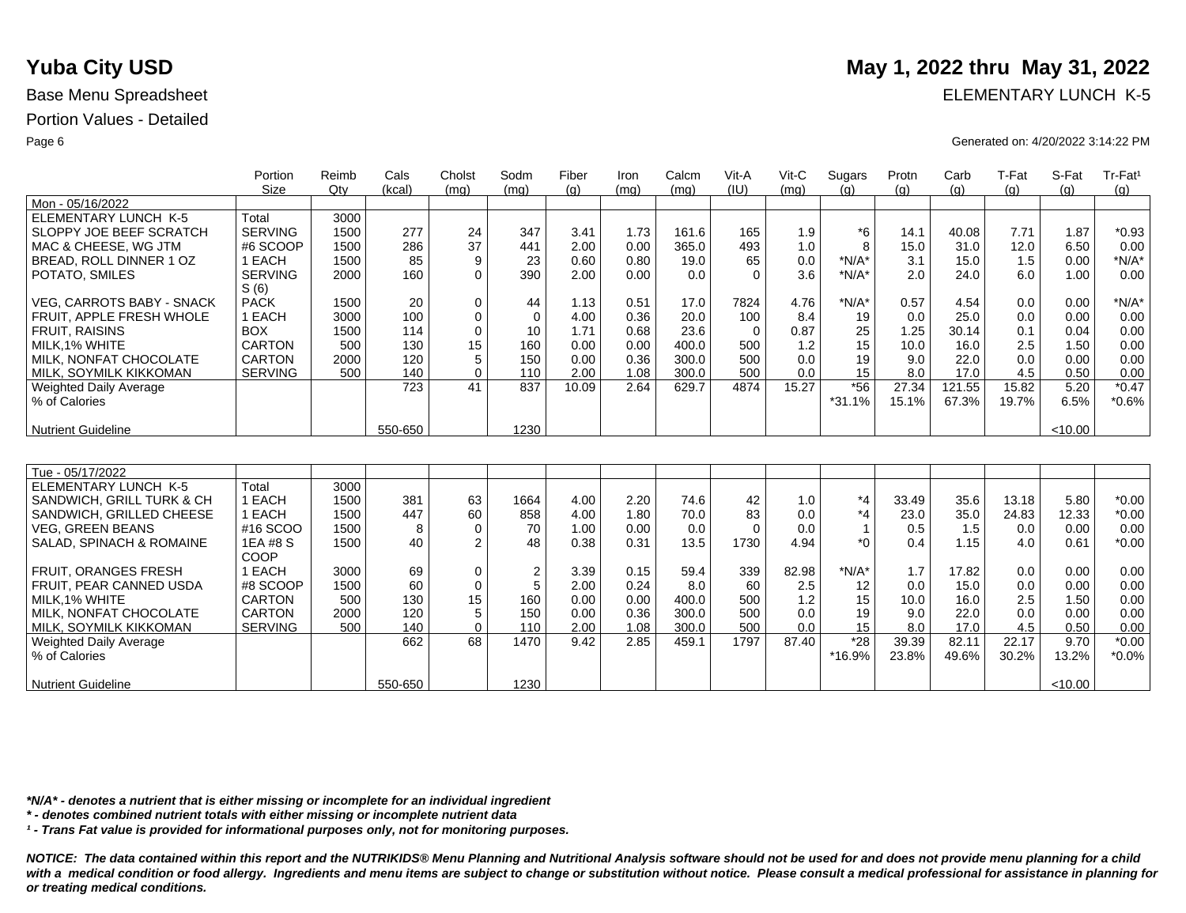# Yuba City USD

**May 1, 2022 thru May 31, 2022**

Base Menu Spreadsheet

ELEMENTARY LUNCH K-5

Portion Values - Detailed

Generated on: 4/20/2022 3:14:22 PM

| | Portion Size | Reimb Qty | Cals (kcal) | Cholst (mg) | Sodm (mg) | Fiber (g) | Iron (mg) | Calcm (mg) | Vit-A (IU) | Vit-C (mg) | Sugars (g) | Protn (g) | Carb (g) | T-Fat (g) | S-Fat (g) | Tr-Fat¹ (g) |
|---|---|---|---|---|---|---|---|---|---|---|---|---|---|---|---|---|
| Mon - 05/16/2022 | | | | | | | | | | | | | | | | |
| ELEMENTARY LUNCH K-5 | Total | 3000 | | | | | | | | | | | | | | |
| SLOPPY JOE BEEF SCRATCH | SERVING | 1500 | 277 | 24 | 347 | 3.41 | 1.73 | 161.6 | 165 | 1.9 | *6 | 14.1 | 40.08 | 7.71 | 1.87 | *0.93 |
| MAC & CHEESE, WG JTM | #6 SCOOP | 1500 | 286 | 37 | 441 | 2.00 | 0.00 | 365.0 | 493 | 1.0 | 8 | 15.0 | 31.0 | 12.0 | 6.50 | 0.00 |
| BREAD, ROLL DINNER 1 OZ | 1 EACH | 1500 | 85 | 9 | 23 | 0.60 | 0.80 | 19.0 | 65 | 0.0 | *N/A* | 3.1 | 15.0 | 1.5 | 0.00 | *N/A* |
| POTATO, SMILES | SERVINGS (6) | 2000 | 160 | 0 | 390 | 2.00 | 0.00 | 0.0 | 0 | 3.6 | *N/A* | 2.0 | 24.0 | 6.0 | 1.00 | 0.00 |
| VEG, CARROTS BABY - SNACK | PACK | 1500 | 20 | 0 | 44 | 1.13 | 0.51 | 17.0 | 7824 | 4.76 | *N/A* | 0.57 | 4.54 | 0.0 | 0.00 | *N/A* |
| FRUIT, APPLE FRESH WHOLE | 1 EACH | 3000 | 100 | 0 | 0 | 4.00 | 0.36 | 20.0 | 100 | 8.4 | 19 | 0.0 | 25.0 | 0.0 | 0.00 | 0.00 |
| FRUIT, RAISINS | BOX | 1500 | 114 | 0 | 10 | 1.71 | 0.68 | 23.6 | 0 | 0.87 | 25 | 1.25 | 30.14 | 0.1 | 0.04 | 0.00 |
| MILK,1% WHITE | CARTON | 500 | 130 | 15 | 160 | 0.00 | 0.00 | 400.0 | 500 | 1.2 | 15 | 10.0 | 16.0 | 2.5 | 1.50 | 0.00 |
| MILK, NONFAT CHOCOLATE | CARTON | 2000 | 120 | 5 | 150 | 0.00 | 0.36 | 300.0 | 500 | 0.0 | 19 | 9.0 | 22.0 | 0.0 | 0.00 | 0.00 |
| MILK, SOYMILK KIKKOMAN | SERVING | 500 | 140 | 0 | 110 | 2.00 | 1.08 | 300.0 | 500 | 0.0 | 15 | 8.0 | 17.0 | 4.5 | 0.50 | 0.00 |
| Weighted Daily Average | | | 723 | 41 | 837 | 10.09 | 2.64 | 629.7 | 4874 | 15.27 | *56 | 27.34 | 121.55 | 15.82 | 5.20 | *0.47 |
| % of Calories | | | | | | | | | | | *31.1% | 15.1% | 67.3% | 19.7% | 6.5% | *0.6% |
| Nutrient Guideline | | | 550-650 | | 1230 | | | | | | | | | | <10.00 | |

| | Portion Size | Reimb Qty | Cals (kcal) | Cholst (mg) | Sodm (mg) | Fiber (g) | Iron (mg) | Calcm (mg) | Vit-A (IU) | Vit-C (mg) | Sugars (g) | Protn (g) | Carb (g) | T-Fat (g) | S-Fat (g) | Tr-Fat¹ (g) |
|---|---|---|---|---|---|---|---|---|---|---|---|---|---|---|---|---|
| Tue - 05/17/2022 | | | | | | | | | | | | | | | | |
| ELEMENTARY LUNCH K-5 | Total | 3000 | | | | | | | | | | | | | | |
| SANDWICH, GRILL TURK & CH | 1 EACH | 1500 | 381 | 63 | 1664 | 4.00 | 2.20 | 74.6 | 42 | 1.0 | *4 | 33.49 | 35.6 | 13.18 | 5.80 | *0.00 |
| SANDWICH, GRILLED CHEESE | 1 EACH | 1500 | 447 | 60 | 858 | 4.00 | 1.80 | 70.0 | 83 | 0.0 | *4 | 23.0 | 35.0 | 24.83 | 12.33 | *0.00 |
| VEG, GREEN BEANS | #16 SCOO | 1500 | 8 | 0 | 70 | 1.00 | 0.00 | 0.0 | 0 | 0.0 | 1 | 0.5 | 1.5 | 0.0 | 0.00 | 0.00 |
| SALAD, SPINACH & ROMAINE | 1EA #8 SCOOP | 1500 | 40 | 2 | 48 | 0.38 | 0.31 | 13.5 | 1730 | 4.94 | *0 | 0.4 | 1.15 | 4.0 | 0.61 | *0.00 |
| FRUIT, ORANGES FRESH | 1 EACH | 3000 | 69 | 0 | 2 | 3.39 | 0.15 | 59.4 | 339 | 82.98 | *N/A* | 1.7 | 17.82 | 0.0 | 0.00 | 0.00 |
| FRUIT, PEAR CANNED USDA | #8 SCOOP | 1500 | 60 | 0 | 5 | 2.00 | 0.24 | 8.0 | 60 | 2.5 | 12 | 0.0 | 15.0 | 0.0 | 0.00 | 0.00 |
| MILK,1% WHITE | CARTON | 500 | 130 | 15 | 160 | 0.00 | 0.00 | 400.0 | 500 | 1.2 | 15 | 10.0 | 16.0 | 2.5 | 1.50 | 0.00 |
| MILK, NONFAT CHOCOLATE | CARTON | 2000 | 120 | 5 | 150 | 0.00 | 0.36 | 300.0 | 500 | 0.0 | 19 | 9.0 | 22.0 | 0.0 | 0.00 | 0.00 |
| MILK, SOYMILK KIKKOMAN | SERVING | 500 | 140 | 0 | 110 | 2.00 | 1.08 | 300.0 | 500 | 0.0 | 15 | 8.0 | 17.0 | 4.5 | 0.50 | 0.00 |
| Weighted Daily Average | | | 662 | 68 | 1470 | 9.42 | 2.85 | 459.1 | 1797 | 87.40 | *28 | 39.39 | 82.11 | 22.17 | 9.70 | *0.00 |
| % of Calories | | | | | | | | | | | *16.9% | 23.8% | 49.6% | 30.2% | 13.2% | *0.0% |
| Nutrient Guideline | | | 550-650 | | 1230 | | | | | | | | | | <10.00 | |

***N/A* - denotes a nutrient that is either missing or incomplete for an individual ingredient***

*** - denotes combined nutrient totals with either missing or incomplete nutrient data***

***¹ - Trans Fat value is provided for informational purposes only, not for monitoring purposes.***

***NOTICE: The data contained within this report and the NUTRIKIDS® Menu Planning and Nutritional Analysis software should not be used for and does not provide menu planning for a child with a medical condition or food allergy. Ingredients and menu items are subject to change or substitution without notice. Please consult a medical professional for assistance in planning for or treating medical conditions.***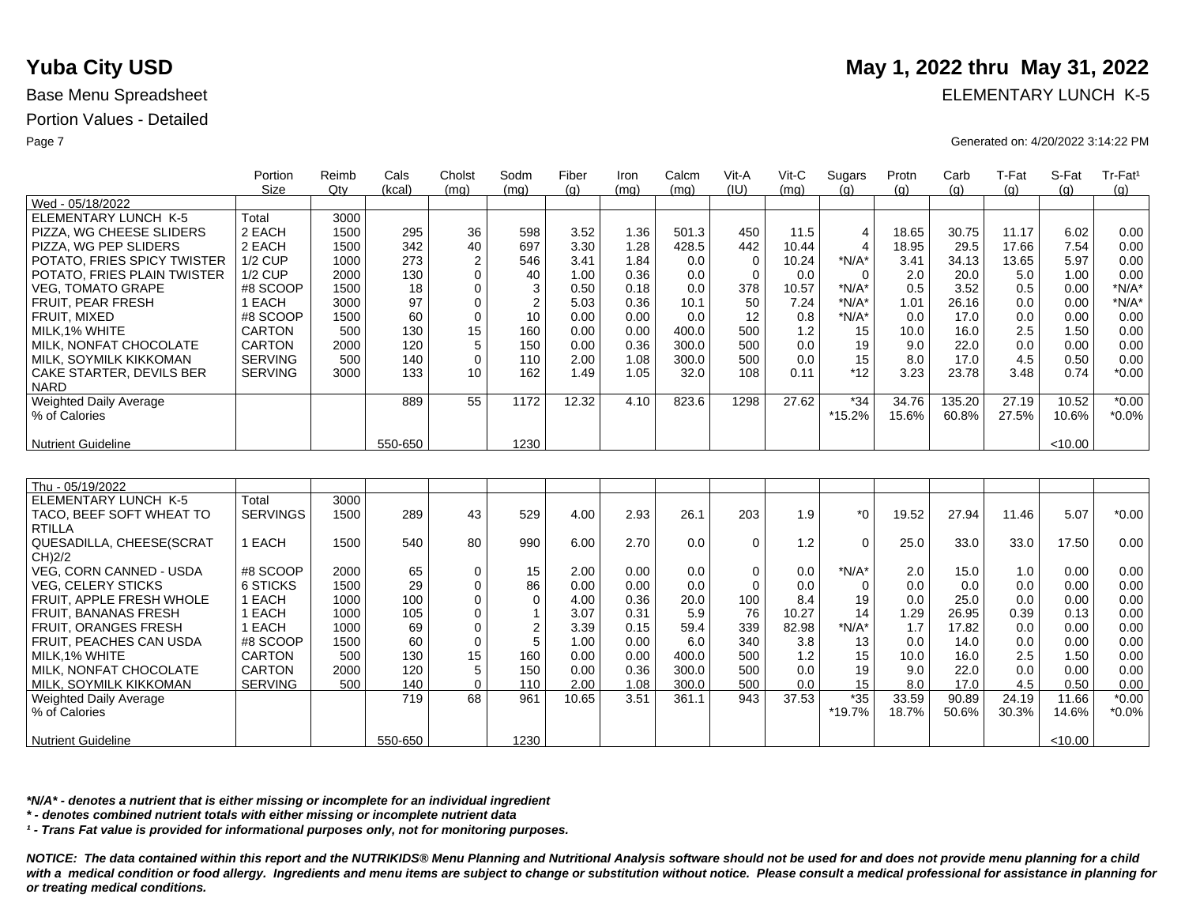# Yuba City USD

# May 1, 2022 thru May 31, 2022

Base Menu Spreadsheet

ELEMENTARY LUNCH K-5

Portion Values - Detailed

Generated on: 4/20/2022 3:14:22 PM

| | Portion Size | Reimb Qty | Cals (kcal) | Cholst (mg) | Sodm (mg) | Fiber (g) | Iron (mg) | Calcm (mg) | Vit-A (IU) | Vit-C (mg) | Sugars (g) | Protn (g) | Carb (g) | T-Fat (g) | S-Fat (g) | Tr-Fat[1] (g) |
|---|---|---|---|---|---|---|---|---|---|---|---|---|---|---|---|---|
| Wed - 05/18/2022 | | | | | | | | | | | | | | | | |
| ELEMENTARY LUNCH K-5 | Total | 3000 | | | | | | | | | | | | | | |
| PIZZA, WG CHEESE SLIDERS | 2 EACH | 1500 | 295 | 36 | 598 | 3.52 | 1.36 | 501.3 | 450 | 11.5 | 4 | 18.65 | 30.75 | 11.17 | 6.02 | 0.00 |
| PIZZA, WG PEP SLIDERS | 2 EACH | 1500 | 342 | 40 | 697 | 3.30 | 1.28 | 428.5 | 442 | 10.44 | 4 | 18.95 | 29.5 | 17.66 | 7.54 | 0.00 |
| POTATO, FRIES SPICY TWISTER | 1/2 CUP | 1000 | 273 | 2 | 546 | 3.41 | 1.84 | 0.0 | 0 | 10.24 | *N/A* | 3.41 | 34.13 | 13.65 | 5.97 | 0.00 |
| POTATO, FRIES PLAIN TWISTER | 1/2 CUP | 2000 | 130 | 0 | 40 | 1.00 | 0.36 | 0.0 | 0 | 0.0 | 0 | 2.0 | 20.0 | 5.0 | 1.00 | 0.00 |
| VEG, TOMATO GRAPE | #8 SCOOP | 1500 | 18 | 0 | 3 | 0.50 | 0.18 | 0.0 | 378 | 10.57 | *N/A* | 0.5 | 3.52 | 0.5 | 0.00 | *N/A* |
| FRUIT, PEAR FRESH | 1 EACH | 3000 | 97 | 0 | 2 | 5.03 | 0.36 | 10.1 | 50 | 7.24 | *N/A* | 1.01 | 26.16 | 0.0 | 0.00 | *N/A* |
| FRUIT, MIXED | #8 SCOOP | 1500 | 60 | 0 | 10 | 0.00 | 0.00 | 0.0 | 12 | 0.8 | *N/A* | 0.0 | 17.0 | 0.0 | 0.00 | 0.00 |
| MILK,1% WHITE | CARTON | 500 | 130 | 15 | 160 | 0.00 | 0.00 | 400.0 | 500 | 1.2 | 15 | 10.0 | 16.0 | 2.5 | 1.50 | 0.00 |
| MILK, NONFAT CHOCOLATE | CARTON | 2000 | 120 | 5 | 150 | 0.00 | 0.36 | 300.0 | 500 | 0.0 | 19 | 9.0 | 22.0 | 0.0 | 0.00 | 0.00 |
| MILK, SOYMILK KIKKOMAN | SERVING | 500 | 140 | 0 | 110 | 2.00 | 1.08 | 300.0 | 500 | 0.0 | 15 | 8.0 | 17.0 | 4.5 | 0.50 | 0.00 |
| CAKE STARTER, DEVILS BER NARD | SERVING | 3000 | 133 | 10 | 162 | 1.49 | 1.05 | 32.0 | 108 | 0.11 | *12 | 3.23 | 23.78 | 3.48 | 0.74 | *0.00 |
| Weighted Daily Average | | | 889 | 55 | 1172 | 12.32 | 4.10 | 823.6 | 1298 | 27.62 | *34 | 34.76 | 135.20 | 27.19 | 10.52 | *0.00 |
| % of Calories | | | | | | | | | | | *15.2% | 15.6% | 60.8% | 27.5% | 10.6% | *0.0% |
| Nutrient Guideline | | | 550-650 | | 1230 | | | | | | | | | | <10.00 | |

| | Portion Size | Reimb Qty | Cals (kcal) | Cholst (mg) | Sodm (mg) | Fiber (g) | Iron (mg) | Calcm (mg) | Vit-A (IU) | Vit-C (mg) | Sugars (g) | Protn (g) | Carb (g) | T-Fat (g) | S-Fat (g) | Tr-Fat[1] (g) |
|---|---|---|---|---|---|---|---|---|---|---|---|---|---|---|---|---|
| Thu - 05/19/2022 | | | | | | | | | | | | | | | | |
| ELEMENTARY LUNCH K-5 | Total | 3000 | | | | | | | | | | | | | | |
| TACO, BEEF SOFT WHEAT TO RTILLA | SERVINGS | 1500 | 289 | 43 | 529 | 4.00 | 2.93 | 26.1 | 203 | 1.9 | *0 | 19.52 | 27.94 | 11.46 | 5.07 | *0.00 |
| QUESADILLA, CHEESE(SCRAT CH)2/2 | 1 EACH | 1500 | 540 | 80 | 990 | 6.00 | 2.70 | 0.0 | 0 | 1.2 | 0 | 25.0 | 33.0 | 33.0 | 17.50 | 0.00 |
| VEG, CORN CANNED - USDA | #8 SCOOP | 2000 | 65 | 0 | 15 | 2.00 | 0.00 | 0.0 | 0 | 0.0 | *N/A* | 2.0 | 15.0 | 1.0 | 0.00 | 0.00 |
| VEG, CELERY STICKS | 6 STICKS | 1500 | 29 | 0 | 86 | 0.00 | 0.00 | 0.0 | 0 | 0.0 | 0 | 0.0 | 0.0 | 0.0 | 0.00 | 0.00 |
| FRUIT, APPLE FRESH WHOLE | 1 EACH | 1000 | 100 | 0 | 0 | 4.00 | 0.36 | 20.0 | 100 | 8.4 | 19 | 0.0 | 25.0 | 0.0 | 0.00 | 0.00 |
| FRUIT, BANANAS FRESH | 1 EACH | 1000 | 105 | 0 | 1 | 3.07 | 0.31 | 5.9 | 76 | 10.27 | 14 | 1.29 | 26.95 | 0.39 | 0.13 | 0.00 |
| FRUIT, ORANGES FRESH | 1 EACH | 1000 | 69 | 0 | 2 | 3.39 | 0.15 | 59.4 | 339 | 82.98 | *N/A* | 1.7 | 17.82 | 0.0 | 0.00 | 0.00 |
| FRUIT, PEACHES CAN USDA | #8 SCOOP | 1500 | 60 | 0 | 5 | 1.00 | 0.00 | 6.0 | 340 | 3.8 | 13 | 0.0 | 14.0 | 0.0 | 0.00 | 0.00 |
| MILK,1% WHITE | CARTON | 500 | 130 | 15 | 160 | 0.00 | 0.00 | 400.0 | 500 | 1.2 | 15 | 10.0 | 16.0 | 2.5 | 1.50 | 0.00 |
| MILK, NONFAT CHOCOLATE | CARTON | 2000 | 120 | 5 | 150 | 0.00 | 0.36 | 300.0 | 500 | 0.0 | 19 | 9.0 | 22.0 | 0.0 | 0.00 | 0.00 |
| MILK, SOYMILK KIKKOMAN | SERVING | 500 | 140 | 0 | 110 | 2.00 | 1.08 | 300.0 | 500 | 0.0 | 15 | 8.0 | 17.0 | 4.5 | 0.50 | 0.00 |
| Weighted Daily Average | | | 719 | 68 | 961 | 10.65 | 3.51 | 361.1 | 943 | 37.53 | *35 | 33.59 | 90.89 | 24.19 | 11.66 | *0.00 |
| % of Calories | | | | | | | | | | | *19.7% | 18.7% | 50.6% | 30.3% | 14.6% | *0.0% |
| Nutrient Guideline | | | 550-650 | | 1230 | | | | | | | | | | <10.00 | |

*\*N/A\* - denotes a nutrient that is either missing or incomplete for an individual ingredient*

*\* - denotes combined nutrient totals with either missing or incomplete nutrient data*

*[1] - Trans Fat value is provided for informational purposes only, not for monitoring purposes.*

***NOTICE: The data contained within this report and the NUTRIKIDS® Menu Planning and Nutritional Analysis software should not be used for and does not provide menu planning for a child with a medical condition or food allergy. Ingredients and menu items are subject to change or substitution without notice. Please consult a medical professional for assistance in planning for or treating medical conditions.***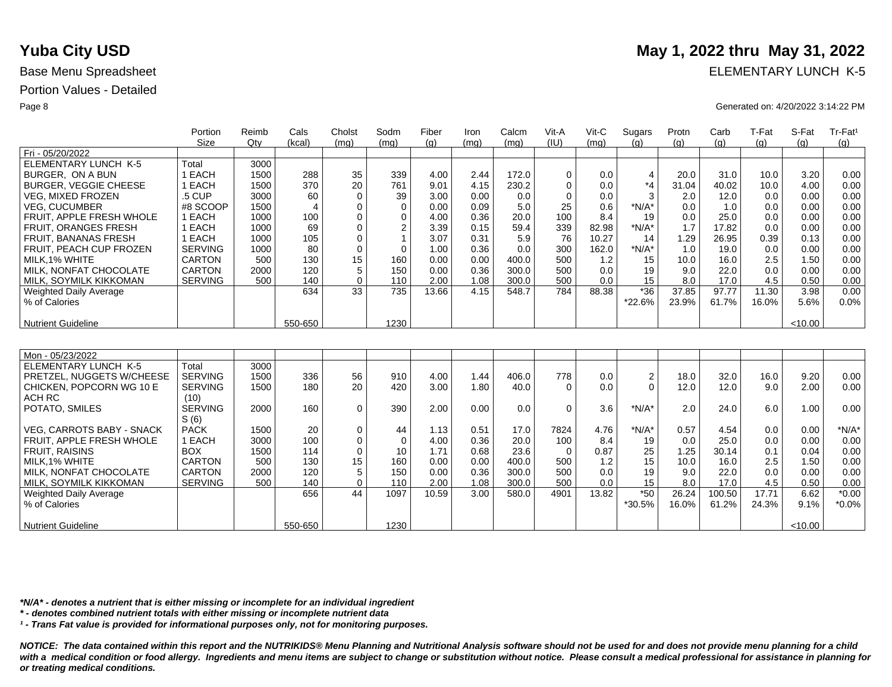# Yuba City USD

**May 1, 2022 thru May 31, 2022**

Base Menu Spreadsheet

ELEMENTARY LUNCH K-5

Portion Values - Detailed

Generated on: 4/20/2022 3:14:22 PM

| | Portion Size | Reimb Qty | Cals (kcal) | Cholst (mg) | Sodm (mg) | Fiber (g) | Iron (mg) | Calcm (mg) | Vit-A (IU) | Vit-C (mg) | Sugars (g) | Protn (g) | Carb (g) | T-Fat (g) | S-Fat (g) | Tr-Fat¹ (g) |
|---|---|---|---|---|---|---|---|---|---|---|---|---|---|---|---|---|
| Fri - 05/20/2022 | | | | | | | | | | | | | | | | |
| ELEMENTARY LUNCH K-5 | Total | 3000 | | | | | | | | | | | | | | |
| BURGER, ON A BUN | 1 EACH | 1500 | 288 | 35 | 339 | 4.00 | 2.44 | 172.0 | 0 | 0.0 | 4 | 20.0 | 31.0 | 10.0 | 3.20 | 0.00 |
| BURGER, VEGGIE CHEESE | 1 EACH | 1500 | 370 | 20 | 761 | 9.01 | 4.15 | 230.2 | 0 | 0.0 | *4 | 31.04 | 40.02 | 10.0 | 4.00 | 0.00 |
| VEG, MIXED FROZEN | .5 CUP | 3000 | 60 | 0 | 39 | 3.00 | 0.00 | 0.0 | 0 | 0.0 | 3 | 2.0 | 12.0 | 0.0 | 0.00 | 0.00 |
| VEG, CUCUMBER | #8 SCOOP | 1500 | 4 | 0 | 0 | 0.00 | 0.09 | 5.0 | 25 | 0.6 | *N/A* | 0.0 | 1.0 | 0.0 | 0.00 | 0.00 |
| FRUIT, APPLE FRESH WHOLE | 1 EACH | 1000 | 100 | 0 | 0 | 4.00 | 0.36 | 20.0 | 100 | 8.4 | 19 | 0.0 | 25.0 | 0.0 | 0.00 | 0.00 |
| FRUIT, ORANGES FRESH | 1 EACH | 1000 | 69 | 0 | 2 | 3.39 | 0.15 | 59.4 | 339 | 82.98 | *N/A* | 1.7 | 17.82 | 0.0 | 0.00 | 0.00 |
| FRUIT, BANANAS FRESH | 1 EACH | 1000 | 105 | 0 | 1 | 3.07 | 0.31 | 5.9 | 76 | 10.27 | 14 | 1.29 | 26.95 | 0.39 | 0.13 | 0.00 |
| FRUIT, PEACH CUP FROZEN | SERVING | 1000 | 80 | 0 | 0 | 1.00 | 0.36 | 0.0 | 300 | 162.0 | *N/A* | 1.0 | 19.0 | 0.0 | 0.00 | 0.00 |
| MILK,1% WHITE | CARTON | 500 | 130 | 15 | 160 | 0.00 | 0.00 | 400.0 | 500 | 1.2 | 15 | 10.0 | 16.0 | 2.5 | 1.50 | 0.00 |
| MILK, NONFAT CHOCOLATE | CARTON | 2000 | 120 | 5 | 150 | 0.00 | 0.36 | 300.0 | 500 | 0.0 | 19 | 9.0 | 22.0 | 0.0 | 0.00 | 0.00 |
| MILK, SOYMILK KIKKOMAN | SERVING | 500 | 140 | 0 | 110 | 2.00 | 1.08 | 300.0 | 500 | 0.0 | 15 | 8.0 | 17.0 | 4.5 | 0.50 | 0.00 |
| Weighted Daily Average | | | 634 | 33 | 735 | 13.66 | 4.15 | 548.7 | 784 | 88.38 | *36 | 37.85 | 97.77 | 11.30 | 3.98 | 0.00 |
| % of Calories | | | | | | | | | | | *22.6% | 23.9% | 61.7% | 16.0% | 5.6% | 0.0% |
| Nutrient Guideline | | | 550-650 | | 1230 | | | | | | | | | | <10.00 | |

| | Portion Size | Reimb Qty | Cals (kcal) | Cholst (mg) | Sodm (mg) | Fiber (g) | Iron (mg) | Calcm (mg) | Vit-A (IU) | Vit-C (mg) | Sugars (g) | Protn (g) | Carb (g) | T-Fat (g) | S-Fat (g) | Tr-Fat¹ (g) |
|---|---|---|---|---|---|---|---|---|---|---|---|---|---|---|---|---|
| Mon - 05/23/2022 | | | | | | | | | | | | | | | | |
| ELEMENTARY LUNCH K-5 | Total | 3000 | | | | | | | | | | | | | | |
| PRETZEL, NUGGETS W/CHEESE | SERVING | 1500 | 336 | 56 | 910 | 4.00 | 1.44 | 406.0 | 778 | 0.0 | 2 | 18.0 | 32.0 | 16.0 | 9.20 | 0.00 |
| CHICKEN, POPCORN WG 10 E ACH RC | SERVING (10) | 1500 | 180 | 20 | 420 | 3.00 | 1.80 | 40.0 | 0 | 0.0 | 0 | 12.0 | 12.0 | 9.0 | 2.00 | 0.00 |
| POTATO, SMILES | SERVING S (6) | 2000 | 160 | 0 | 390 | 2.00 | 0.00 | 0.0 | 0 | 3.6 | *N/A* | 2.0 | 24.0 | 6.0 | 1.00 | 0.00 |
| VEG, CARROTS BABY - SNACK | PACK | 1500 | 20 | 0 | 44 | 1.13 | 0.51 | 17.0 | 7824 | 4.76 | *N/A* | 0.57 | 4.54 | 0.0 | 0.00 | *N/A* |
| FRUIT, APPLE FRESH WHOLE | 1 EACH | 3000 | 100 | 0 | 0 | 4.00 | 0.36 | 20.0 | 100 | 8.4 | 19 | 0.0 | 25.0 | 0.0 | 0.00 | 0.00 |
| FRUIT, RAISINS | BOX | 1500 | 114 | 0 | 10 | 1.71 | 0.68 | 23.6 | 0 | 0.87 | 25 | 1.25 | 30.14 | 0.1 | 0.04 | 0.00 |
| MILK,1% WHITE | CARTON | 500 | 130 | 15 | 160 | 0.00 | 0.00 | 400.0 | 500 | 1.2 | 15 | 10.0 | 16.0 | 2.5 | 1.50 | 0.00 |
| MILK, NONFAT CHOCOLATE | CARTON | 2000 | 120 | 5 | 150 | 0.00 | 0.36 | 300.0 | 500 | 0.0 | 19 | 9.0 | 22.0 | 0.0 | 0.00 | 0.00 |
| MILK, SOYMILK KIKKOMAN | SERVING | 500 | 140 | 0 | 110 | 2.00 | 1.08 | 300.0 | 500 | 0.0 | 15 | 8.0 | 17.0 | 4.5 | 0.50 | 0.00 |
| Weighted Daily Average | | | 656 | 44 | 1097 | 10.59 | 3.00 | 580.0 | 4901 | 13.82 | *50 | 26.24 | 100.50 | 17.71 | 6.62 | *0.00 |
| % of Calories | | | | | | | | | | | *30.5% | 16.0% | 61.2% | 24.3% | 9.1% | *0.0% |
| Nutrient Guideline | | | 550-650 | | 1230 | | | | | | | | | | <10.00 | |

***N/A* - denotes a nutrient that is either missing or incomplete for an individual ingredient***

**** - denotes combined nutrient totals with either missing or incomplete nutrient data***

***¹ - Trans Fat value is provided for informational purposes only, not for monitoring purposes.***

***NOTICE: The data contained within this report and the NUTRIKIDS® Menu Planning and Nutritional Analysis software should not be used for and does not provide menu planning for a child with a medical condition or food allergy. Ingredients and menu items are subject to change or substitution without notice. Please consult a medical professional for assistance in planning for or treating medical conditions.***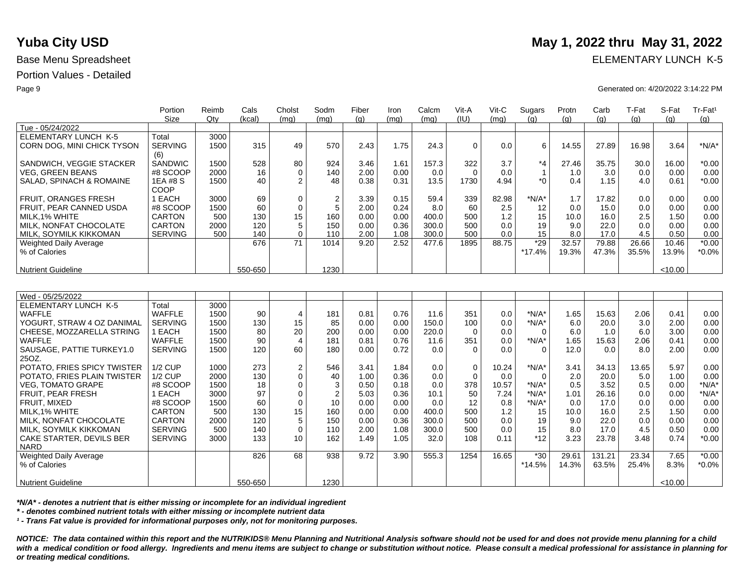# Yuba City USD

## May 1, 2022 thru May 31, 2022

Base Menu Spreadsheet

ELEMENTARY LUNCH K-5

Portion Values - Detailed

Generated on: 4/20/2022 3:14:22 PM

| | Portion Size | Reimb Qty | Cals (kcal) | Cholst (mg) | Sodm (mg) | Fiber (g) | Iron (mg) | Calcm (mg) | Vit-A (IU) | Vit-C (mg) | Sugars (g) | Protn (g) | Carb (g) | T-Fat (g) | S-Fat (g) | Tr-Fat[1] (g) |
|---|---|---|---|---|---|---|---|---|---|---|---|---|---|---|---|---|
| Tue - 05/24/2022 | | | | | | | | | | | | | | | | |
| ELEMENTARY LUNCH K-5 | Total | 3000 | | | | | | | | | | | | | | |
| CORN DOG, MINI CHICK TYSON | SERVING (6) | 1500 | 315 | 49 | 570 | 2.43 | 1.75 | 24.3 | 0 | 0.0 | 6 | 14.55 | 27.89 | 16.98 | 3.64 | *N/A* |
| SANDWICH, VEGGIE STACKER | SANDWIC | 1500 | 528 | 80 | 924 | 3.46 | 1.61 | 157.3 | 322 | 3.7 | *4 | 27.46 | 35.75 | 30.0 | 16.00 | *0.00 |
| VEG, GREEN BEANS | #8 SCOOP | 2000 | 16 | 0 | 140 | 2.00 | 0.00 | 0.0 | 0 | 0.0 | 1 | 1.0 | 3.0 | 0.0 | 0.00 | 0.00 |
| SALAD, SPINACH & ROMAINE | 1EA #8 S COOP | 1500 | 40 | 2 | 48 | 0.38 | 0.31 | 13.5 | 1730 | 4.94 | *0 | 0.4 | 1.15 | 4.0 | 0.61 | *0.00 |
| FRUIT, ORANGES FRESH | 1 EACH | 3000 | 69 | 0 | 2 | 3.39 | 0.15 | 59.4 | 339 | 82.98 | *N/A* | 1.7 | 17.82 | 0.0 | 0.00 | 0.00 |
| FRUIT, PEAR CANNED USDA | #8 SCOOP | 1500 | 60 | 0 | 5 | 2.00 | 0.24 | 8.0 | 60 | 2.5 | 12 | 0.0 | 15.0 | 0.0 | 0.00 | 0.00 |
| MILK,1% WHITE | CARTON | 500 | 130 | 15 | 160 | 0.00 | 0.00 | 400.0 | 500 | 1.2 | 15 | 10.0 | 16.0 | 2.5 | 1.50 | 0.00 |
| MILK, NONFAT CHOCOLATE | CARTON | 2000 | 120 | 5 | 150 | 0.00 | 0.36 | 300.0 | 500 | 0.0 | 19 | 9.0 | 22.0 | 0.0 | 0.00 | 0.00 |
| MILK, SOYMILK KIKKOMAN | SERVING | 500 | 140 | 0 | 110 | 2.00 | 1.08 | 300.0 | 500 | 0.0 | 15 | 8.0 | 17.0 | 4.5 | 0.50 | 0.00 |
| Weighted Daily Average | | | 676 | 71 | 1014 | 9.20 | 2.52 | 477.6 | 1895 | 88.75 | *29 | 32.57 | 79.88 | 26.66 | 10.46 | *0.00 |
| % of Calories | | | | | | | | | | | *17.4% | 19.3% | 47.3% | 35.5% | 13.9% | *0.0% |
| Nutrient Guideline | | | 550-650 | | 1230 | | | | | | | | | | <10.00 | |

| | Portion Size | Reimb Qty | Cals (kcal) | Cholst (mg) | Sodm (mg) | Fiber (g) | Iron (mg) | Calcm (mg) | Vit-A (IU) | Vit-C (mg) | Sugars (g) | Protn (g) | Carb (g) | T-Fat (g) | S-Fat (g) | Tr-Fat[1] (g) |
|---|---|---|---|---|---|---|---|---|---|---|---|---|---|---|---|---|
| Wed - 05/25/2022 | | | | | | | | | | | | | | | | |
| ELEMENTARY LUNCH K-5 | Total | 3000 | | | | | | | | | | | | | | |
| WAFFLE | WAFFLE | 1500 | 90 | 4 | 181 | 0.81 | 0.76 | 11.6 | 351 | 0.0 | *N/A* | 1.65 | 15.63 | 2.06 | 0.41 | 0.00 |
| YOGURT, STRAW 4 OZ DANIMAL | SERVING | 1500 | 130 | 15 | 85 | 0.00 | 0.00 | 150.0 | 100 | 0.0 | *N/A* | 6.0 | 20.0 | 3.0 | 2.00 | 0.00 |
| CHEESE, MOZZARELLA STRING | 1 EACH | 1500 | 80 | 20 | 200 | 0.00 | 0.00 | 220.0 | 0 | 0.0 | 0 | 6.0 | 1.0 | 6.0 | 3.00 | 0.00 |
| WAFFLE | WAFFLE | 1500 | 90 | 4 | 181 | 0.81 | 0.76 | 11.6 | 351 | 0.0 | *N/A* | 1.65 | 15.63 | 2.06 | 0.41 | 0.00 |
| SAUSAGE, PATTIE TURKEY1.0 25OZ. | SERVING | 1500 | 120 | 60 | 180 | 0.00 | 0.72 | 0.0 | 0 | 0.0 | 0 | 12.0 | 0.0 | 8.0 | 2.00 | 0.00 |
| POTATO, FRIES SPICY TWISTER | 1/2 CUP | 1000 | 273 | 2 | 546 | 3.41 | 1.84 | 0.0 | 0 | 10.24 | *N/A* | 3.41 | 34.13 | 13.65 | 5.97 | 0.00 |
| POTATO, FRIES PLAIN TWISTER | 1/2 CUP | 2000 | 130 | 0 | 40 | 1.00 | 0.36 | 0.0 | 0 | 0.0 | 0 | 2.0 | 20.0 | 5.0 | 1.00 | 0.00 |
| VEG, TOMATO GRAPE | #8 SCOOP | 1500 | 18 | 0 | 3 | 0.50 | 0.18 | 0.0 | 378 | 10.57 | *N/A* | 0.5 | 3.52 | 0.5 | 0.00 | *N/A* |
| FRUIT, PEAR FRESH | 1 EACH | 3000 | 97 | 0 | 2 | 5.03 | 0.36 | 10.1 | 50 | 7.24 | *N/A* | 1.01 | 26.16 | 0.0 | 0.00 | *N/A* |
| FRUIT, MIXED | #8 SCOOP | 1500 | 60 | 0 | 10 | 0.00 | 0.00 | 0.0 | 12 | 0.8 | *N/A* | 0.0 | 17.0 | 0.0 | 0.00 | 0.00 |
| MILK,1% WHITE | CARTON | 500 | 130 | 15 | 160 | 0.00 | 0.00 | 400.0 | 500 | 1.2 | 15 | 10.0 | 16.0 | 2.5 | 1.50 | 0.00 |
| MILK, NONFAT CHOCOLATE | CARTON | 2000 | 120 | 5 | 150 | 0.00 | 0.36 | 300.0 | 500 | 0.0 | 19 | 9.0 | 22.0 | 0.0 | 0.00 | 0.00 |
| MILK, SOYMILK KIKKOMAN | SERVING | 500 | 140 | 0 | 110 | 2.00 | 1.08 | 300.0 | 500 | 0.0 | 15 | 8.0 | 17.0 | 4.5 | 0.50 | 0.00 |
| CAKE STARTER, DEVILS BER NARD | SERVING | 3000 | 133 | 10 | 162 | 1.49 | 1.05 | 32.0 | 108 | 0.11 | *12 | 3.23 | 23.78 | 3.48 | 0.74 | *0.00 |
| Weighted Daily Average | | | 826 | 68 | 938 | 9.72 | 3.90 | 555.3 | 1254 | 16.65 | *30 | 29.61 | 131.21 | 23.34 | 7.65 | *0.00 |
| % of Calories | | | | | | | | | | | *14.5% | 14.3% | 63.5% | 25.4% | 8.3% | *0.0% |
| Nutrient Guideline | | | 550-650 | | 1230 | | | | | | | | | | <10.00 | |

***N/A* - denotes a nutrient that is either missing or incomplete for an individual ingredient**

**\* - denotes combined nutrient totals with either missing or incomplete nutrient data**

***¹ - Trans Fat value is provided for informational purposes only, not for monitoring purposes.***

***NOTICE: The data contained within this report and the NUTRIKIDS® Menu Planning and Nutritional Analysis software should not be used for and does not provide menu planning for a child with a medical condition or food allergy. Ingredients and menu items are subject to change or substitution without notice. Please consult a medical professional for assistance in planning for or treating medical conditions.***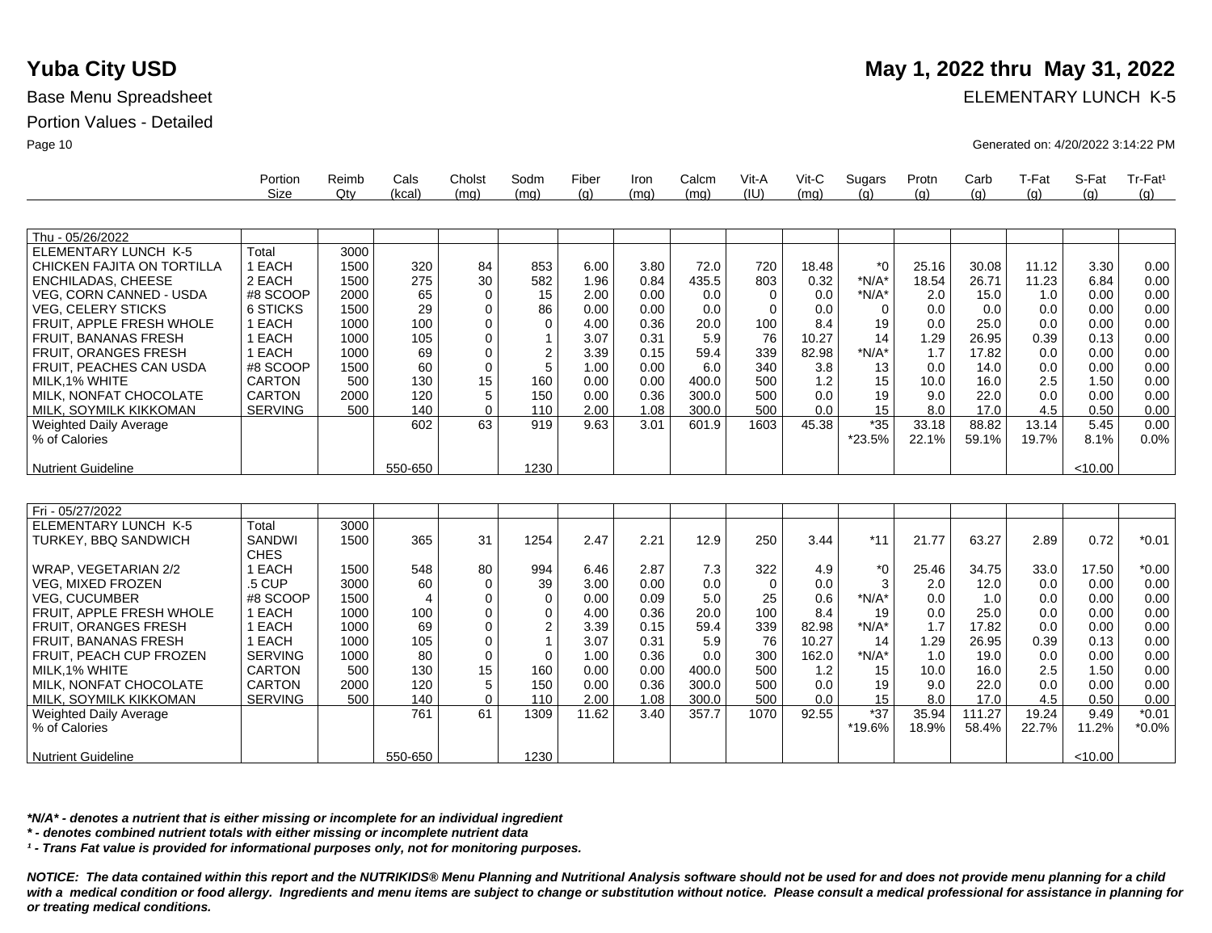# Yuba City USD

**May 1, 2022 thru May 31, 2022**

Base Menu Spreadsheet

ELEMENTARY LUNCH K-5

Portion Values - Detailed

Generated on: 4/20/2022 3:14:22 PM

| | Portion Size | Reimb Qty | Cals (kcal) | Cholst (mg) | Sodm (mg) | Fiber (g) | Iron (mg) | Calcm (mg) | Vit-A (IU) | Vit-C (mg) | Sugars (g) | Protn (g) | Carb (g) | T-Fat (g) | S-Fat (g) | Tr-Fat¹ (g) |
|---|---|---|---|---|---|---|---|---|---|---|---|---|---|---|---|---|
| Thu - 05/26/2022 | | | | | | | | | | | | | | | | |
| ELEMENTARY LUNCH K-5 | Total | 3000 | | | | | | | | | | | | | | |
| CHICKEN FAJITA ON TORTILLA | 1 EACH | 1500 | 320 | 84 | 853 | 6.00 | 3.80 | 72.0 | 720 | 18.48 | *0 | 25.16 | 30.08 | 11.12 | 3.30 | 0.00 |
| ENCHILADAS, CHEESE | 2 EACH | 1500 | 275 | 30 | 582 | 1.96 | 0.84 | 435.5 | 803 | 0.32 | *N/A* | 18.54 | 26.71 | 11.23 | 6.84 | 0.00 |
| VEG, CORN CANNED - USDA | #8 SCOOP | 2000 | 65 | 0 | 15 | 2.00 | 0.00 | 0.0 | 0 | 0.0 | *N/A* | 2.0 | 15.0 | 1.0 | 0.00 | 0.00 |
| VEG, CELERY STICKS | 6 STICKS | 1500 | 29 | 0 | 86 | 0.00 | 0.00 | 0.0 | 0 | 0.0 | 0 | 0.0 | 0.0 | 0.0 | 0.00 | 0.00 |
| FRUIT, APPLE FRESH WHOLE | 1 EACH | 1000 | 100 | 0 | 0 | 4.00 | 0.36 | 20.0 | 100 | 8.4 | 19 | 0.0 | 25.0 | 0.0 | 0.00 | 0.00 |
| FRUIT, BANANAS FRESH | 1 EACH | 1000 | 105 | 0 | 1 | 3.07 | 0.31 | 5.9 | 76 | 10.27 | 14 | 1.29 | 26.95 | 0.39 | 0.13 | 0.00 |
| FRUIT, ORANGES FRESH | 1 EACH | 1000 | 69 | 0 | 2 | 3.39 | 0.15 | 59.4 | 339 | 82.98 | *N/A* | 1.7 | 17.82 | 0.0 | 0.00 | 0.00 |
| FRUIT, PEACHES CAN USDA | #8 SCOOP | 1500 | 60 | 0 | 5 | 1.00 | 0.00 | 6.0 | 340 | 3.8 | 13 | 0.0 | 14.0 | 0.0 | 0.00 | 0.00 |
| MILK,1% WHITE | CARTON | 500 | 130 | 15 | 160 | 0.00 | 0.00 | 400.0 | 500 | 1.2 | 15 | 10.0 | 16.0 | 2.5 | 1.50 | 0.00 |
| MILK, NONFAT CHOCOLATE | CARTON | 2000 | 120 | 5 | 150 | 0.00 | 0.36 | 300.0 | 500 | 0.0 | 19 | 9.0 | 22.0 | 0.0 | 0.00 | 0.00 |
| MILK, SOYMILK KIKKOMAN | SERVING | 500 | 140 | 0 | 110 | 2.00 | 1.08 | 300.0 | 500 | 0.0 | 15 | 8.0 | 17.0 | 4.5 | 0.50 | 0.00 |
| Weighted Daily Average | | | 602 | 63 | 919 | 9.63 | 3.01 | 601.9 | 1603 | 45.38 | *35 | 33.18 | 88.82 | 13.14 | 5.45 | 0.00 |
| % of Calories | | | | | | | | | | | *23.5% | 22.1% | 59.1% | 19.7% | 8.1% | 0.0% |
| Nutrient Guideline | | | 550-650 | | 1230 | | | | | | | | | | <10.00 | |

| | Portion Size | Reimb Qty | Cals (kcal) | Cholst (mg) | Sodm (mg) | Fiber (g) | Iron (mg) | Calcm (mg) | Vit-A (IU) | Vit-C (mg) | Sugars (g) | Protn (g) | Carb (g) | T-Fat (g) | S-Fat (g) | Tr-Fat¹ (g) |
|---|---|---|---|---|---|---|---|---|---|---|---|---|---|---|---|---|
| Fri - 05/27/2022 | | | | | | | | | | | | | | | | |
| ELEMENTARY LUNCH K-5 | Total | 3000 | | | | | | | | | | | | | | |
| TURKEY, BBQ SANDWICH | SANDWICHES | 1500 | 365 | 31 | 1254 | 2.47 | 2.21 | 12.9 | 250 | 3.44 | *11 | 21.77 | 63.27 | 2.89 | 0.72 | *0.01 |
| WRAP, VEGETARIAN 2/2 | 1 EACH | 1500 | 548 | 80 | 994 | 6.46 | 2.87 | 7.3 | 322 | 4.9 | *0 | 25.46 | 34.75 | 33.0 | 17.50 | *0.00 |
| VEG, MIXED FROZEN | .5 CUP | 3000 | 60 | 0 | 39 | 3.00 | 0.00 | 0.0 | 0 | 0.0 | 3 | 2.0 | 12.0 | 0.0 | 0.00 | 0.00 |
| VEG, CUCUMBER | #8 SCOOP | 1500 | 4 | 0 | 0 | 0.00 | 0.09 | 5.0 | 25 | 0.6 | *N/A* | 0.0 | 1.0 | 0.0 | 0.00 | 0.00 |
| FRUIT, APPLE FRESH WHOLE | 1 EACH | 1000 | 100 | 0 | 0 | 4.00 | 0.36 | 20.0 | 100 | 8.4 | 19 | 0.0 | 25.0 | 0.0 | 0.00 | 0.00 |
| FRUIT, ORANGES FRESH | 1 EACH | 1000 | 69 | 0 | 2 | 3.39 | 0.15 | 59.4 | 339 | 82.98 | *N/A* | 1.7 | 17.82 | 0.0 | 0.00 | 0.00 |
| FRUIT, BANANAS FRESH | 1 EACH | 1000 | 105 | 0 | 1 | 3.07 | 0.31 | 5.9 | 76 | 10.27 | 14 | 1.29 | 26.95 | 0.39 | 0.13 | 0.00 |
| FRUIT, PEACH CUP FROZEN | SERVING | 1000 | 80 | 0 | 0 | 1.00 | 0.36 | 0.0 | 300 | 162.0 | *N/A* | 1.0 | 19.0 | 0.0 | 0.00 | 0.00 |
| MILK,1% WHITE | CARTON | 500 | 130 | 15 | 160 | 0.00 | 0.00 | 400.0 | 500 | 1.2 | 15 | 10.0 | 16.0 | 2.5 | 1.50 | 0.00 |
| MILK, NONFAT CHOCOLATE | CARTON | 2000 | 120 | 5 | 150 | 0.00 | 0.36 | 300.0 | 500 | 0.0 | 19 | 9.0 | 22.0 | 0.0 | 0.00 | 0.00 |
| MILK, SOYMILK KIKKOMAN | SERVING | 500 | 140 | 0 | 110 | 2.00 | 1.08 | 300.0 | 500 | 0.0 | 15 | 8.0 | 17.0 | 4.5 | 0.50 | 0.00 |
| Weighted Daily Average | | | 761 | 61 | 1309 | 11.62 | 3.40 | 357.7 | 1070 | 92.55 | *37 | 35.94 | 111.27 | 19.24 | 9.49 | *0.01 |
| % of Calories | | | | | | | | | | | *19.6% | 18.9% | 58.4% | 22.7% | 11.2% | *0.0% |
| Nutrient Guideline | | | 550-650 | | 1230 | | | | | | | | | | <10.00 | |

***N/A* - denotes a nutrient that is either missing or incomplete for an individual ingredient***

***\* - denotes combined nutrient totals with either missing or incomplete nutrient data***

***¹ - Trans Fat value is provided for informational purposes only, not for monitoring purposes.***

***NOTICE: The data contained within this report and the NUTRIKIDS® Menu Planning and Nutritional Analysis software should not be used for and does not provide menu planning for a child with a medical condition or food allergy. Ingredients and menu items are subject to change or substitution without notice. Please consult a medical professional for assistance in planning for or treating medical conditions.***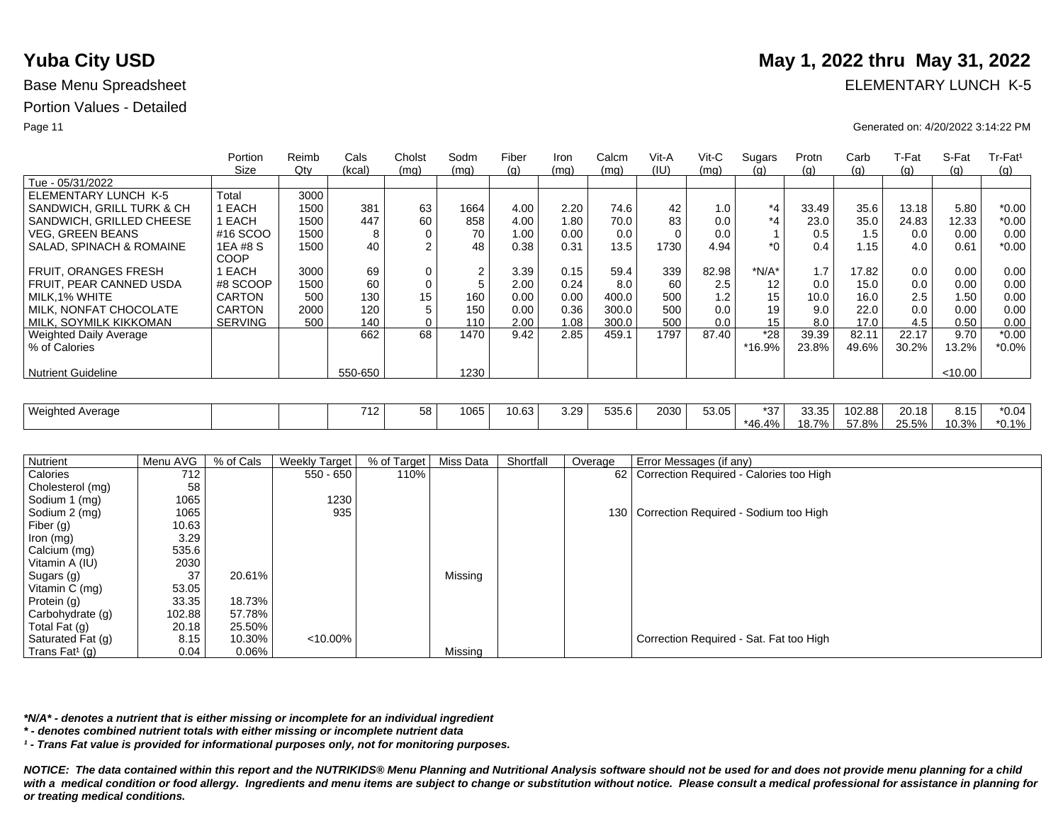# Yuba City USD

**May 1, 2022 thru May 31, 2022**

Base Menu Spreadsheet

ELEMENTARY LUNCH K-5

Portion Values - Detailed

Generated on: 4/20/2022 3:14:22 PM

| | Portion Size | Reimb Qty | Cals (kcal) | Cholst (mg) | Sodm (mg) | Fiber (g) | Iron (mg) | Calcm (mg) | Vit-A (IU) | Vit-C (mg) | Sugars (g) | Protn (g) | Carb (g) | T-Fat (g) | S-Fat (g) | Tr-Fat¹ (g) |
|---|---|---|---|---|---|---|---|---|---|---|---|---|---|---|---|---|
| Tue - 05/31/2022 | | | | | | | | | | | | | | | | |
| ELEMENTARY LUNCH K-5 | Total | 3000 | | | | | | | | | | | | | | |
| SANDWICH, GRILL TURK & CH | 1 EACH | 1500 | 381 | 63 | 1664 | 4.00 | 2.20 | 74.6 | 42 | 1.0 | *4 | 33.49 | 35.6 | 13.18 | 5.80 | *0.00 |
| SANDWICH, GRILLED CHEESE | 1 EACH | 1500 | 447 | 60 | 858 | 4.00 | 1.80 | 70.0 | 83 | 0.0 | *4 | 23.0 | 35.0 | 24.83 | 12.33 | *0.00 |
| VEG, GREEN BEANS | #16 SCOO | 1500 | 8 | 0 | 70 | 1.00 | 0.00 | 0.0 | 0 | 0.0 | 1 | 0.5 | 1.5 | 0.0 | 0.00 | 0.00 |
| SALAD, SPINACH & ROMAINE | 1EA #8 S COOP | 1500 | 40 | 2 | 48 | 0.38 | 0.31 | 13.5 | 1730 | 4.94 | *0 | 0.4 | 1.15 | 4.0 | 0.61 | *0.00 |
| FRUIT, ORANGES FRESH | 1 EACH | 3000 | 69 | 0 | 2 | 3.39 | 0.15 | 59.4 | 339 | 82.98 | *N/A* | 1.7 | 17.82 | 0.0 | 0.00 | 0.00 |
| FRUIT, PEAR CANNED USDA | #8 SCOOP | 1500 | 60 | 0 | 5 | 2.00 | 0.24 | 8.0 | 60 | 2.5 | 12 | 0.0 | 15.0 | 0.0 | 0.00 | 0.00 |
| MILK,1% WHITE | CARTON | 500 | 130 | 15 | 160 | 0.00 | 0.00 | 400.0 | 500 | 1.2 | 15 | 10.0 | 16.0 | 2.5 | 1.50 | 0.00 |
| MILK, NONFAT CHOCOLATE | CARTON | 2000 | 120 | 5 | 150 | 0.00 | 0.36 | 300.0 | 500 | 0.0 | 19 | 9.0 | 22.0 | 0.0 | 0.00 | 0.00 |
| MILK, SOYMILK KIKKOMAN | SERVING | 500 | 140 | 0 | 110 | 2.00 | 1.08 | 300.0 | 500 | 0.0 | 15 | 8.0 | 17.0 | 4.5 | 0.50 | 0.00 |
| Weighted Daily Average | | | 662 | 68 | 1470 | 9.42 | 2.85 | 459.1 | 1797 | 87.40 | *28 | 39.39 | 82.11 | 22.17 | 9.70 | *0.00 |
| % of Calories | | | | | | | | | | | *16.9% | 23.8% | 49.6% | 30.2% | 13.2% | *0.0% |
| Nutrient Guideline | | | 550-650 | | 1230 | | | | | | | | | | <10.00 | |

| | | | Cals | Cholst | Sodm | Fiber | Iron | Calcm | Vit-A | Vit-C | Sugars | Protn | Carb | T-Fat | S-Fat | Tr-Fat¹ |
|---|---|---|---|---|---|---|---|---|---|---|---|---|---|---|---|---|
| Weighted Average | | | 712 | 58 | 1065 | 10.63 | 3.29 | 535.6 | 2030 | 53.05 | *37 | 33.35 | 102.88 | 20.18 | 8.15 | *0.04 |
| | | | | | | | | | | | *46.4% | 18.7% | 57.8% | 25.5% | 10.3% | *0.1% |

| Nutrient | Menu AVG | % of Cals | Weekly Target | % of Target | Miss Data | Shortfall | Overage | Error Messages (if any) |
|---|---|---|---|---|---|---|---|---|
| Calories | 712 | | 550 - 650 | 110% | | | 62 | Correction Required - Calories too High |
| Cholesterol (mg) | 58 | | | | | | | |
| Sodium 1 (mg) | 1065 | | 1230 | | | | | |
| Sodium 2 (mg) | 1065 | | 935 | | | | 130 | Correction Required - Sodium too High |
| Fiber (g) | 10.63 | | | | | | | |
| Iron (mg) | 3.29 | | | | | | | |
| Calcium (mg) | 535.6 | | | | | | | |
| Vitamin A (IU) | 2030 | | | | | | | |
| Sugars (g) | 37 | 20.61% | | | Missing | | | |
| Vitamin C (mg) | 53.05 | | | | | | | |
| Protein (g) | 33.35 | 18.73% | | | | | | |
| Carbohydrate (g) | 102.88 | 57.78% | | | | | | |
| Total Fat (g) | 20.18 | 25.50% | | | | | | |
| Saturated Fat (g) | 8.15 | 10.30% | <10.00% | | | | | Correction Required - Sat. Fat too High |
| Trans Fat¹ (g) | 0.04 | 0.06% | | | Missing | | | |

***N/A* - denotes a nutrient that is either missing or incomplete for an individual ingredient***

***\* - denotes combined nutrient totals with either missing or incomplete nutrient data***

***¹ - Trans Fat value is provided for informational purposes only, not for monitoring purposes.***

***NOTICE: The data contained within this report and the NUTRIKIDS® Menu Planning and Nutritional Analysis software should not be used for and does not provide menu planning for a child with a medical condition or food allergy. Ingredients and menu items are subject to change or substitution without notice. Please consult a medical professional for assistance in planning for or treating medical conditions.***